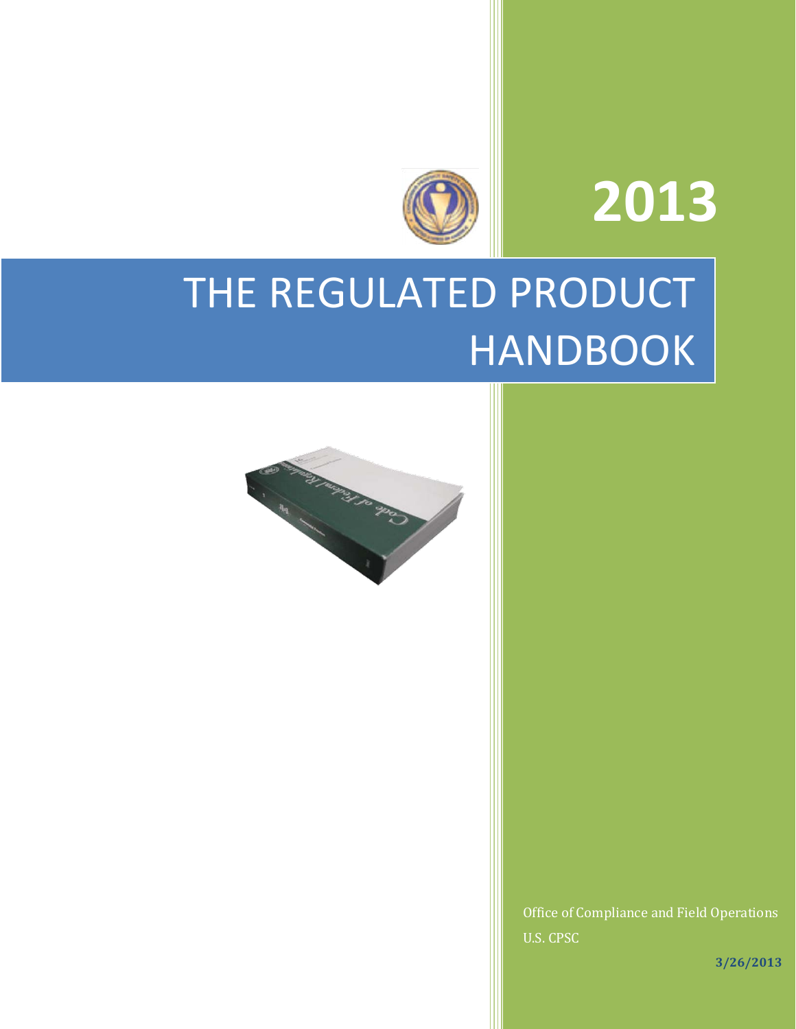# 2013

# THE REGULATED PRODUCT HANDBOOK

Office of Compliance and Field Operations

U.S. CPSC

**3/26/2013**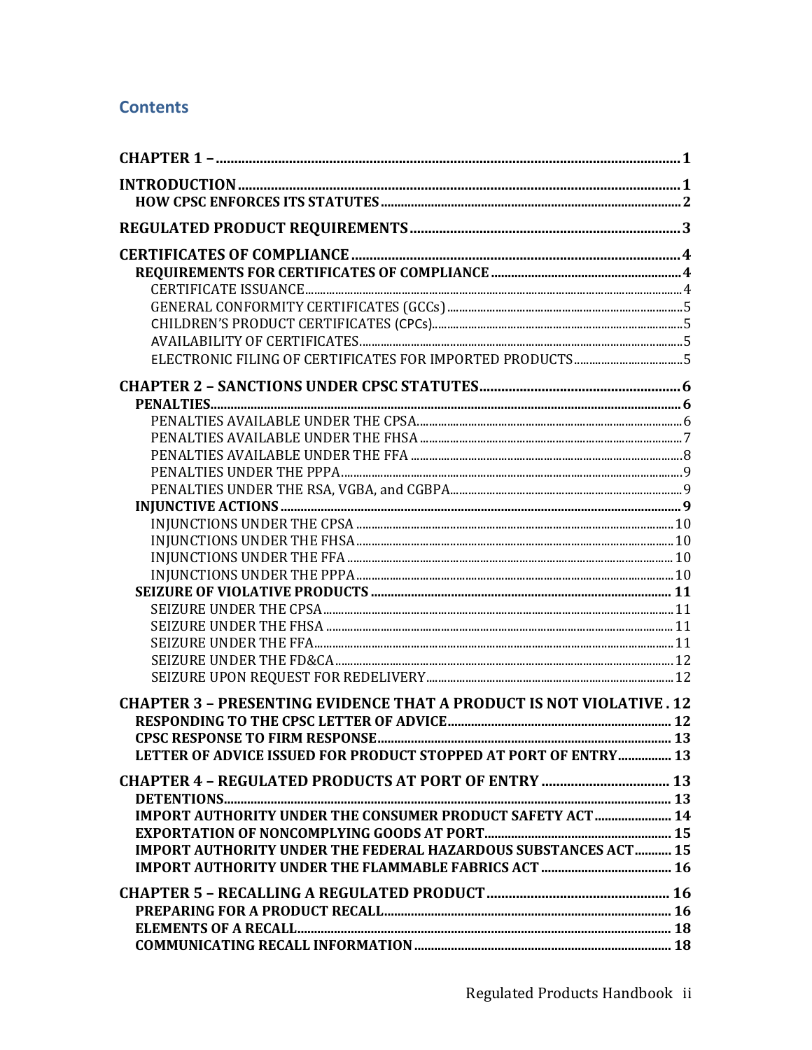## Contents

- **CHAPTER 1 – 1**
- **INTRODUCTION 1**
  - **HOW CPSC ENFORCES ITS STATUTES 2**
- **REGULATED PRODUCT REQUIREMENTS 3**
- **CERTIFICATES OF COMPLIANCE 4**
  - **REQUIREMENTS FOR CERTIFICATES OF COMPLIANCE 4**
    - CERTIFICATE ISSUANCE 4
    - GENERAL CONFORMITY CERTIFICATES (GCCs) 5
    - CHILDREN'S PRODUCT CERTIFICATES (CPCs) 5
    - AVAILABILITY OF CERTIFICATES 5
    - ELECTRONIC FILING OF CERTIFICATES FOR IMPORTED PRODUCTS 5
- **CHAPTER 2 – SANCTIONS UNDER CPSC STATUTES 6**
  - **PENALTIES 6**
    - PENALTIES AVAILABLE UNDER THE CPSA 6
    - PENALTIES AVAILABLE UNDER THE FHSA 7
    - PENALTIES AVAILABLE UNDER THE FFA 8
    - PENALTIES UNDER THE PPPA 9
    - PENALTIES UNDER THE RSA, VGBA, and CGBPA 9
  - **INJUNCTIVE ACTIONS 9**
    - INJUNCTIONS UNDER THE CPSA 10
    - INJUNCTIONS UNDER THE FHSA 10
    - INJUNCTIONS UNDER THE FFA 10
    - INJUNCTIONS UNDER THE PPPA 10
  - **SEIZURE OF VIOLATIVE PRODUCTS 11**
    - SEIZURE UNDER THE CPSA 11
    - SEIZURE UNDER THE FHSA 11
    - SEIZURE UNDER THE FFA 11
    - SEIZURE UNDER THE FD&CA 12
    - SEIZURE UPON REQUEST FOR REDELIVERY 12
- **CHAPTER 3 – PRESENTING EVIDENCE THAT A PRODUCT IS NOT VIOLATIVE . 12**
  - **RESPONDING TO THE CPSC LETTER OF ADVICE 12**
  - **CPSC RESPONSE TO FIRM RESPONSE 13**
  - **LETTER OF ADVICE ISSUED FOR PRODUCT STOPPED AT PORT OF ENTRY 13**
- **CHAPTER 4 – REGULATED PRODUCTS AT PORT OF ENTRY 13**
  - **DETENTIONS 13**
  - **IMPORT AUTHORITY UNDER THE CONSUMER PRODUCT SAFETY ACT 14**
  - **EXPORTATION OF NONCOMPLYING GOODS AT PORT 15**
  - **IMPORT AUTHORITY UNDER THE FEDERAL HAZARDOUS SUBSTANCES ACT 15**
  - **IMPORT AUTHORITY UNDER THE FLAMMABLE FABRICS ACT 16**
- **CHAPTER 5 – RECALLING A REGULATED PRODUCT 16**
  - **PREPARING FOR A PRODUCT RECALL 16**
  - **ELEMENTS OF A RECALL 18**
  - **COMMUNICATING RECALL INFORMATION 18**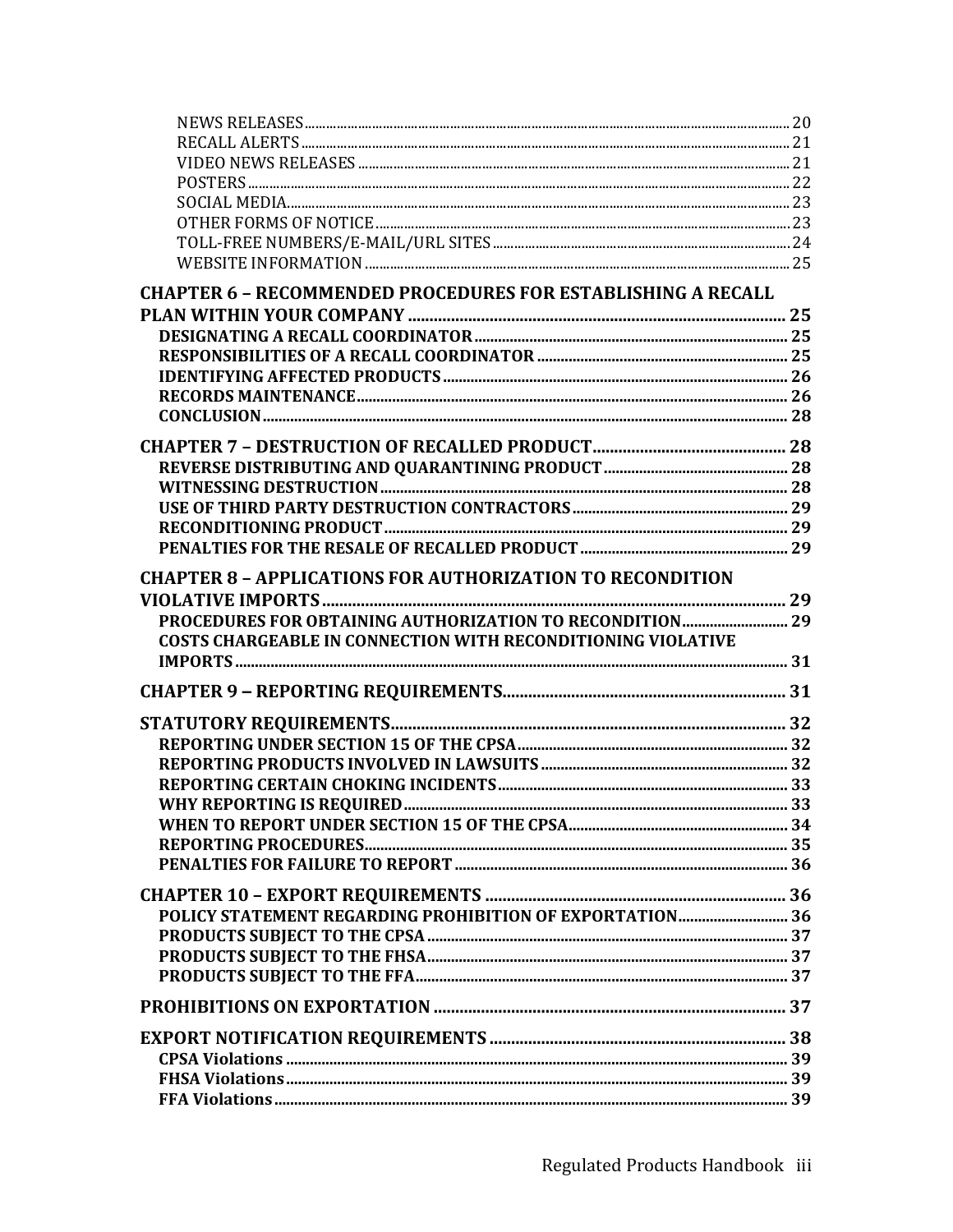NEWS RELEASES ..... 20
RECALL ALERTS ..... 21
VIDEO NEWS RELEASES ..... 21
POSTERS ..... 22
SOCIAL MEDIA ..... 23
OTHER FORMS OF NOTICE ..... 23
TOLL-FREE NUMBERS/E-MAIL/URL SITES ..... 24
WEBSITE INFORMATION ..... 25

**CHAPTER 6 – RECOMMENDED PROCEDURES FOR ESTABLISHING A RECALL PLAN WITHIN YOUR COMPANY ..... 25**

**DESIGNATING A RECALL COORDINATOR ..... 25**
**RESPONSIBILITIES OF A RECALL COORDINATOR ..... 25**
**IDENTIFYING AFFECTED PRODUCTS ..... 26**
**RECORDS MAINTENANCE ..... 26**
**CONCLUSION ..... 28**

**CHAPTER 7 – DESTRUCTION OF RECALLED PRODUCT ..... 28**

**REVERSE DISTRIBUTING AND QUARANTINING PRODUCT ..... 28**
**WITNESSING DESTRUCTION ..... 28**
**USE OF THIRD PARTY DESTRUCTION CONTRACTORS ..... 29**
**RECONDITIONING PRODUCT ..... 29**
**PENALTIES FOR THE RESALE OF RECALLED PRODUCT ..... 29**

**CHAPTER 8 – APPLICATIONS FOR AUTHORIZATION TO RECONDITION VIOLATIVE IMPORTS ..... 29**

**PROCEDURES FOR OBTAINING AUTHORIZATION TO RECONDITION ..... 29**
**COSTS CHARGEABLE IN CONNECTION WITH RECONDITIONING VIOLATIVE IMPORTS ..... 31**

**CHAPTER 9 – REPORTING REQUIREMENTS ..... 31**

**STATUTORY REQUIREMENTS ..... 32**

**REPORTING UNDER SECTION 15 OF THE CPSA ..... 32**
**REPORTING PRODUCTS INVOLVED IN LAWSUITS ..... 32**
**REPORTING CERTAIN CHOKING INCIDENTS ..... 33**
**WHY REPORTING IS REQUIRED ..... 33**
**WHEN TO REPORT UNDER SECTION 15 OF THE CPSA ..... 34**
**REPORTING PROCEDURES ..... 35**
**PENALTIES FOR FAILURE TO REPORT ..... 36**

**CHAPTER 10 – EXPORT REQUIREMENTS ..... 36**

**POLICY STATEMENT REGARDING PROHIBITION OF EXPORTATION ..... 36**
**PRODUCTS SUBJECT TO THE CPSA ..... 37**
**PRODUCTS SUBJECT TO THE FHSA ..... 37**
**PRODUCTS SUBJECT TO THE FFA ..... 37**

**PROHIBITIONS ON EXPORTATION ..... 37**

**EXPORT NOTIFICATION REQUIREMENTS ..... 38**

**CPSA Violations ..... 39**
**FHSA Violations ..... 39**
**FFA Violations ..... 39**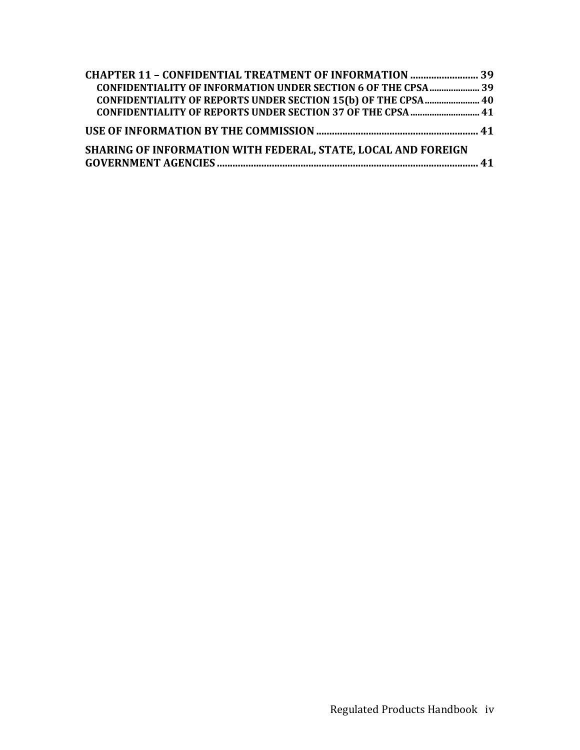**CHAPTER 11 – CONFIDENTIAL TREATMENT OF INFORMATION .......................... 39**

- **CONFIDENTIALITY OF INFORMATION UNDER SECTION 6 OF THE CPSA ..................... 39**
- **CONFIDENTIALITY OF REPORTS UNDER SECTION 15(b) OF THE CPSA ....................... 40**
- **CONFIDENTIALITY OF REPORTS UNDER SECTION 37 OF THE CPSA ............................ 41**

**USE OF INFORMATION BY THE COMMISSION ............................................................. 41**

**SHARING OF INFORMATION WITH FEDERAL, STATE, LOCAL AND FOREIGN GOVERNMENT AGENCIES ................................................................................................... 41**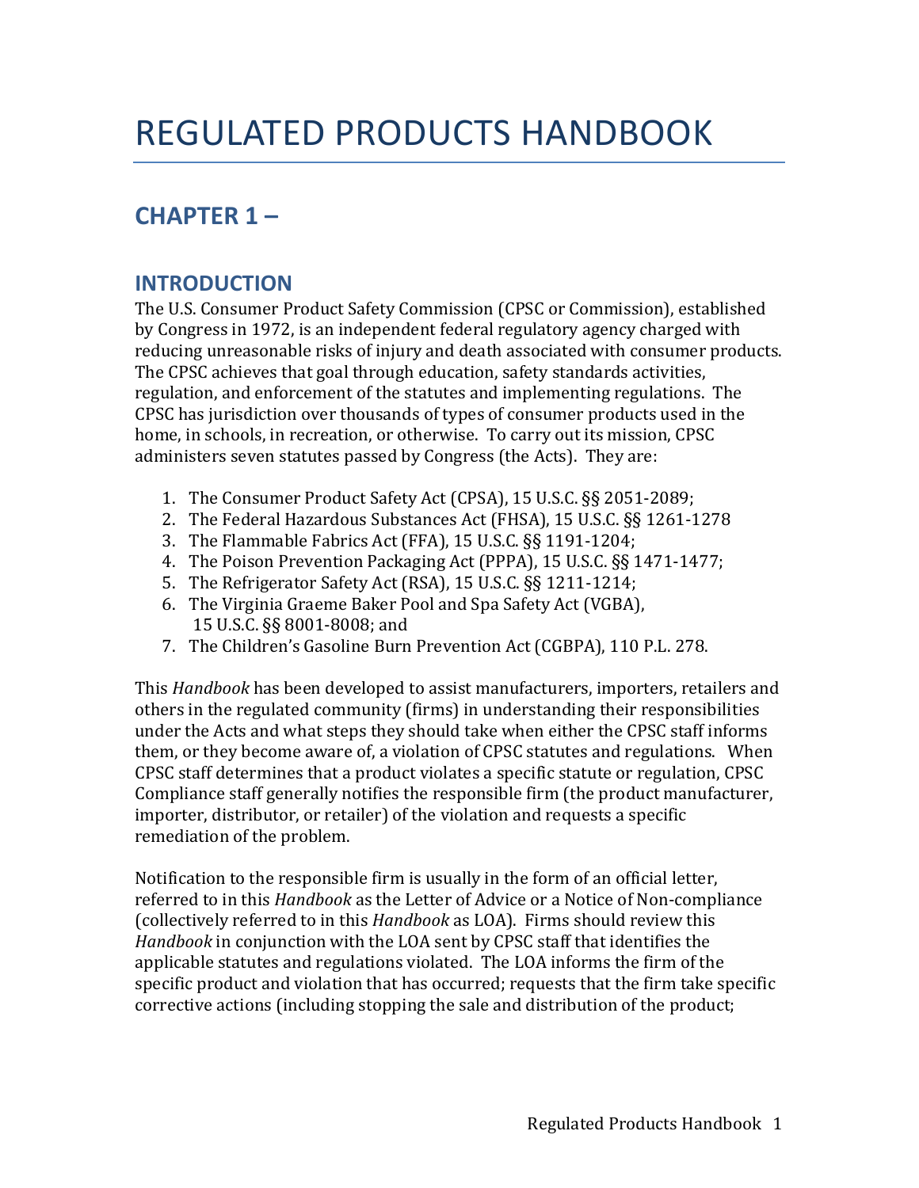# REGULATED PRODUCTS HANDBOOK

## CHAPTER 1 –

## INTRODUCTION

The U.S. Consumer Product Safety Commission (CPSC or Commission), established by Congress in 1972, is an independent federal regulatory agency charged with reducing unreasonable risks of injury and death associated with consumer products. The CPSC achieves that goal through education, safety standards activities, regulation, and enforcement of the statutes and implementing regulations. The CPSC has jurisdiction over thousands of types of consumer products used in the home, in schools, in recreation, or otherwise. To carry out its mission, CPSC administers seven statutes passed by Congress (the Acts). They are:

1. The Consumer Product Safety Act (CPSA), 15 U.S.C. §§ 2051-2089;
2. The Federal Hazardous Substances Act (FHSA), 15 U.S.C. §§ 1261-1278
3. The Flammable Fabrics Act (FFA), 15 U.S.C. §§ 1191-1204;
4. The Poison Prevention Packaging Act (PPPA), 15 U.S.C. §§ 1471-1477;
5. The Refrigerator Safety Act (RSA), 15 U.S.C. §§ 1211-1214;
6. The Virginia Graeme Baker Pool and Spa Safety Act (VGBA), 15 U.S.C. §§ 8001-8008; and
7. The Children's Gasoline Burn Prevention Act (CGBPA), 110 P.L. 278.

This *Handbook* has been developed to assist manufacturers, importers, retailers and others in the regulated community (firms) in understanding their responsibilities under the Acts and what steps they should take when either the CPSC staff informs them, or they become aware of, a violation of CPSC statutes and regulations. When CPSC staff determines that a product violates a specific statute or regulation, CPSC Compliance staff generally notifies the responsible firm (the product manufacturer, importer, distributor, or retailer) of the violation and requests a specific remediation of the problem.

Notification to the responsible firm is usually in the form of an official letter, referred to in this *Handbook* as the Letter of Advice or a Notice of Non-compliance (collectively referred to in this *Handbook* as LOA). Firms should review this *Handbook* in conjunction with the LOA sent by CPSC staff that identifies the applicable statutes and regulations violated. The LOA informs the firm of the specific product and violation that has occurred; requests that the firm take specific corrective actions (including stopping the sale and distribution of the product;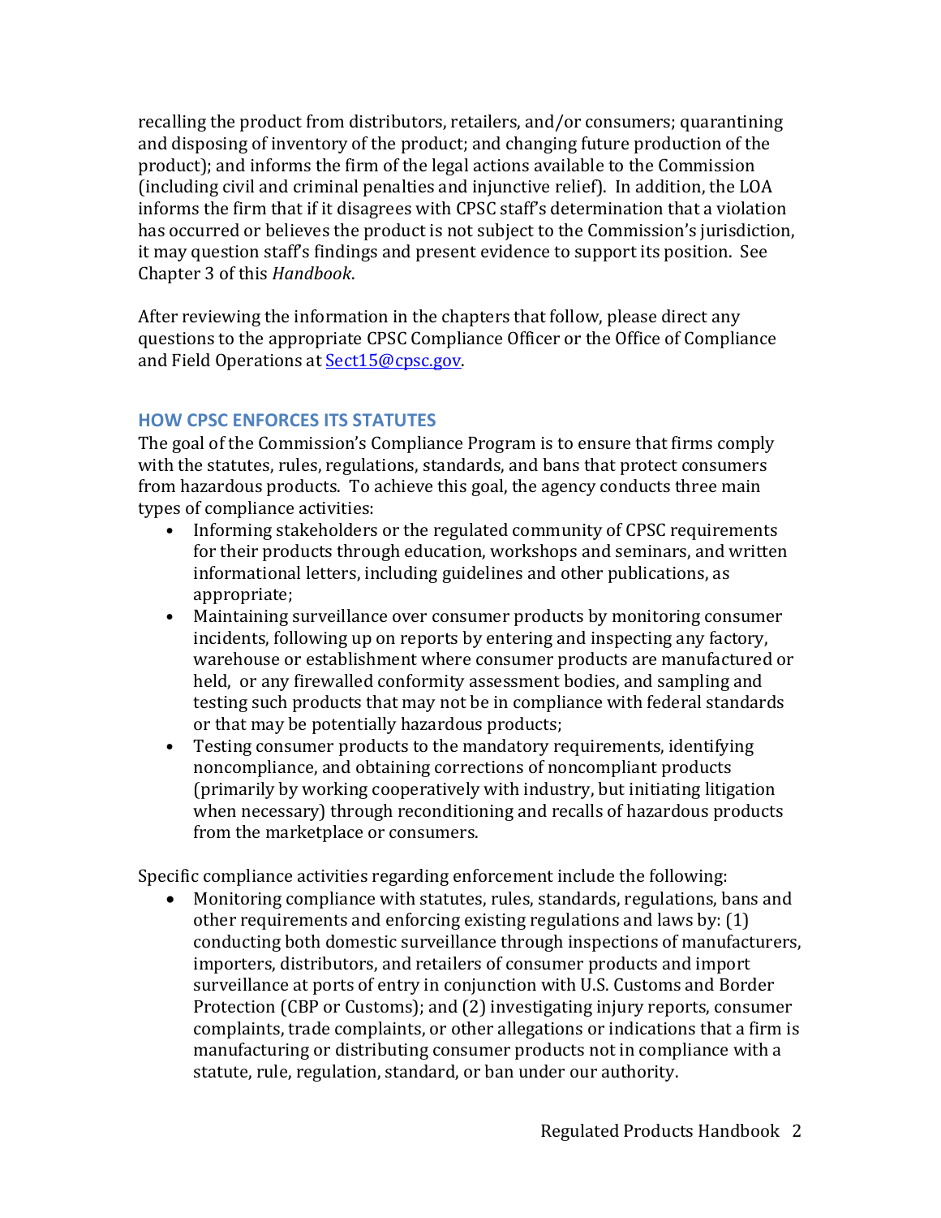recalling the product from distributors, retailers, and/or consumers; quarantining and disposing of inventory of the product; and changing future production of the product); and informs the firm of the legal actions available to the Commission (including civil and criminal penalties and injunctive relief). In addition, the LOA informs the firm that if it disagrees with CPSC staff's determination that a violation has occurred or believes the product is not subject to the Commission's jurisdiction, it may question staff's findings and present evidence to support its position. See Chapter 3 of this *Handbook*.

After reviewing the information in the chapters that follow, please direct any questions to the appropriate CPSC Compliance Officer or the Office of Compliance and Field Operations at Sect15@cpsc.gov.

## HOW CPSC ENFORCES ITS STATUTES

The goal of the Commission's Compliance Program is to ensure that firms comply with the statutes, rules, regulations, standards, and bans that protect consumers from hazardous products. To achieve this goal, the agency conducts three main types of compliance activities:

- Informing stakeholders or the regulated community of CPSC requirements for their products through education, workshops and seminars, and written informational letters, including guidelines and other publications, as appropriate;
- Maintaining surveillance over consumer products by monitoring consumer incidents, following up on reports by entering and inspecting any factory, warehouse or establishment where consumer products are manufactured or held, or any firewalled conformity assessment bodies, and sampling and testing such products that may not be in compliance with federal standards or that may be potentially hazardous products;
- Testing consumer products to the mandatory requirements, identifying noncompliance, and obtaining corrections of noncompliant products (primarily by working cooperatively with industry, but initiating litigation when necessary) through reconditioning and recalls of hazardous products from the marketplace or consumers.

Specific compliance activities regarding enforcement include the following:

- Monitoring compliance with statutes, rules, standards, regulations, bans and other requirements and enforcing existing regulations and laws by: (1) conducting both domestic surveillance through inspections of manufacturers, importers, distributors, and retailers of consumer products and import surveillance at ports of entry in conjunction with U.S. Customs and Border Protection (CBP or Customs); and (2) investigating injury reports, consumer complaints, trade complaints, or other allegations or indications that a firm is manufacturing or distributing consumer products not in compliance with a statute, rule, regulation, standard, or ban under our authority.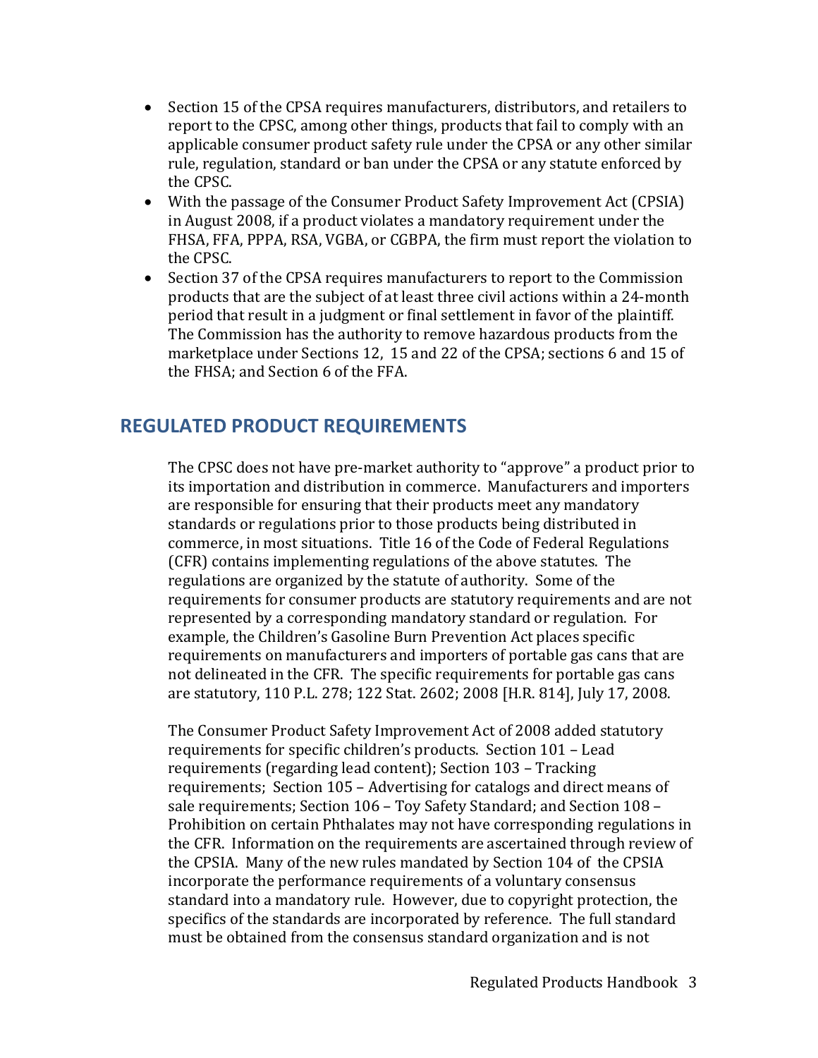- Section 15 of the CPSA requires manufacturers, distributors, and retailers to report to the CPSC, among other things, products that fail to comply with an applicable consumer product safety rule under the CPSA or any other similar rule, regulation, standard or ban under the CPSA or any statute enforced by the CPSC.
- With the passage of the Consumer Product Safety Improvement Act (CPSIA) in August 2008, if a product violates a mandatory requirement under the FHSA, FFA, PPPA, RSA, VGBA, or CGBPA, the firm must report the violation to the CPSC.
- Section 37 of the CPSA requires manufacturers to report to the Commission products that are the subject of at least three civil actions within a 24-month period that result in a judgment or final settlement in favor of the plaintiff. The Commission has the authority to remove hazardous products from the marketplace under Sections 12, 15 and 22 of the CPSA; sections 6 and 15 of the FHSA; and Section 6 of the FFA.

## REGULATED PRODUCT REQUIREMENTS

The CPSC does not have pre-market authority to "approve" a product prior to its importation and distribution in commerce. Manufacturers and importers are responsible for ensuring that their products meet any mandatory standards or regulations prior to those products being distributed in commerce, in most situations. Title 16 of the Code of Federal Regulations (CFR) contains implementing regulations of the above statutes. The regulations are organized by the statute of authority. Some of the requirements for consumer products are statutory requirements and are not represented by a corresponding mandatory standard or regulation. For example, the Children's Gasoline Burn Prevention Act places specific requirements on manufacturers and importers of portable gas cans that are not delineated in the CFR. The specific requirements for portable gas cans are statutory, 110 P.L. 278; 122 Stat. 2602; 2008 [H.R. 814], July 17, 2008.

The Consumer Product Safety Improvement Act of 2008 added statutory requirements for specific children's products. Section 101 – Lead requirements (regarding lead content); Section 103 – Tracking requirements; Section 105 – Advertising for catalogs and direct means of sale requirements; Section 106 – Toy Safety Standard; and Section 108 – Prohibition on certain Phthalates may not have corresponding regulations in the CFR. Information on the requirements are ascertained through review of the CPSIA. Many of the new rules mandated by Section 104 of the CPSIA incorporate the performance requirements of a voluntary consensus standard into a mandatory rule. However, due to copyright protection, the specifics of the standards are incorporated by reference. The full standard must be obtained from the consensus standard organization and is not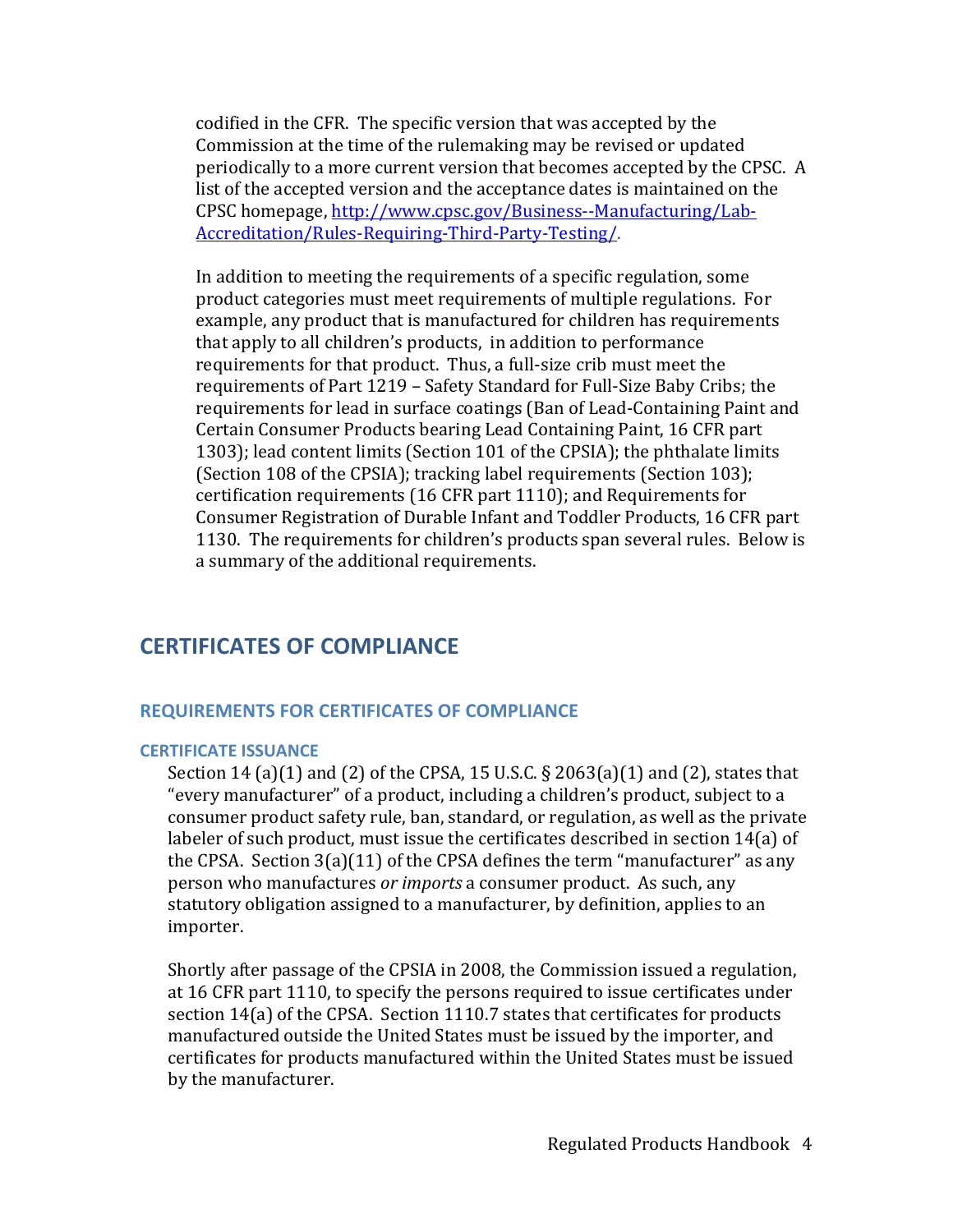codified in the CFR. The specific version that was accepted by the Commission at the time of the rulemaking may be revised or updated periodically to a more current version that becomes accepted by the CPSC. A list of the accepted version and the acceptance dates is maintained on the CPSC homepage, [http://www.cpsc.gov/Business--Manufacturing/Lab-Accreditation/Rules-Requiring-Third-Party-Testing/](http://www.cpsc.gov/Business--Manufacturing/Lab-Accreditation/Rules-Requiring-Third-Party-Testing/).

In addition to meeting the requirements of a specific regulation, some product categories must meet requirements of multiple regulations. For example, any product that is manufactured for children has requirements that apply to all children's products, in addition to performance requirements for that product. Thus, a full-size crib must meet the requirements of Part 1219 – Safety Standard for Full-Size Baby Cribs; the requirements for lead in surface coatings (Ban of Lead-Containing Paint and Certain Consumer Products bearing Lead Containing Paint, 16 CFR part 1303); lead content limits (Section 101 of the CPSIA); the phthalate limits (Section 108 of the CPSIA); tracking label requirements (Section 103); certification requirements (16 CFR part 1110); and Requirements for Consumer Registration of Durable Infant and Toddler Products, 16 CFR part 1130. The requirements for children's products span several rules. Below is a summary of the additional requirements.

# CERTIFICATES OF COMPLIANCE

## REQUIREMENTS FOR CERTIFICATES OF COMPLIANCE

### CERTIFICATE ISSUANCE

Section 14 (a)(1) and (2) of the CPSA, 15 U.S.C. § 2063(a)(1) and (2), states that "every manufacturer" of a product, including a children's product, subject to a consumer product safety rule, ban, standard, or regulation, as well as the private labeler of such product, must issue the certificates described in section 14(a) of the CPSA. Section 3(a)(11) of the CPSA defines the term "manufacturer" as any person who manufactures *or imports* a consumer product. As such, any statutory obligation assigned to a manufacturer, by definition, applies to an importer.

Shortly after passage of the CPSIA in 2008, the Commission issued a regulation, at 16 CFR part 1110, to specify the persons required to issue certificates under section 14(a) of the CPSA. Section 1110.7 states that certificates for products manufactured outside the United States must be issued by the importer, and certificates for products manufactured within the United States must be issued by the manufacturer.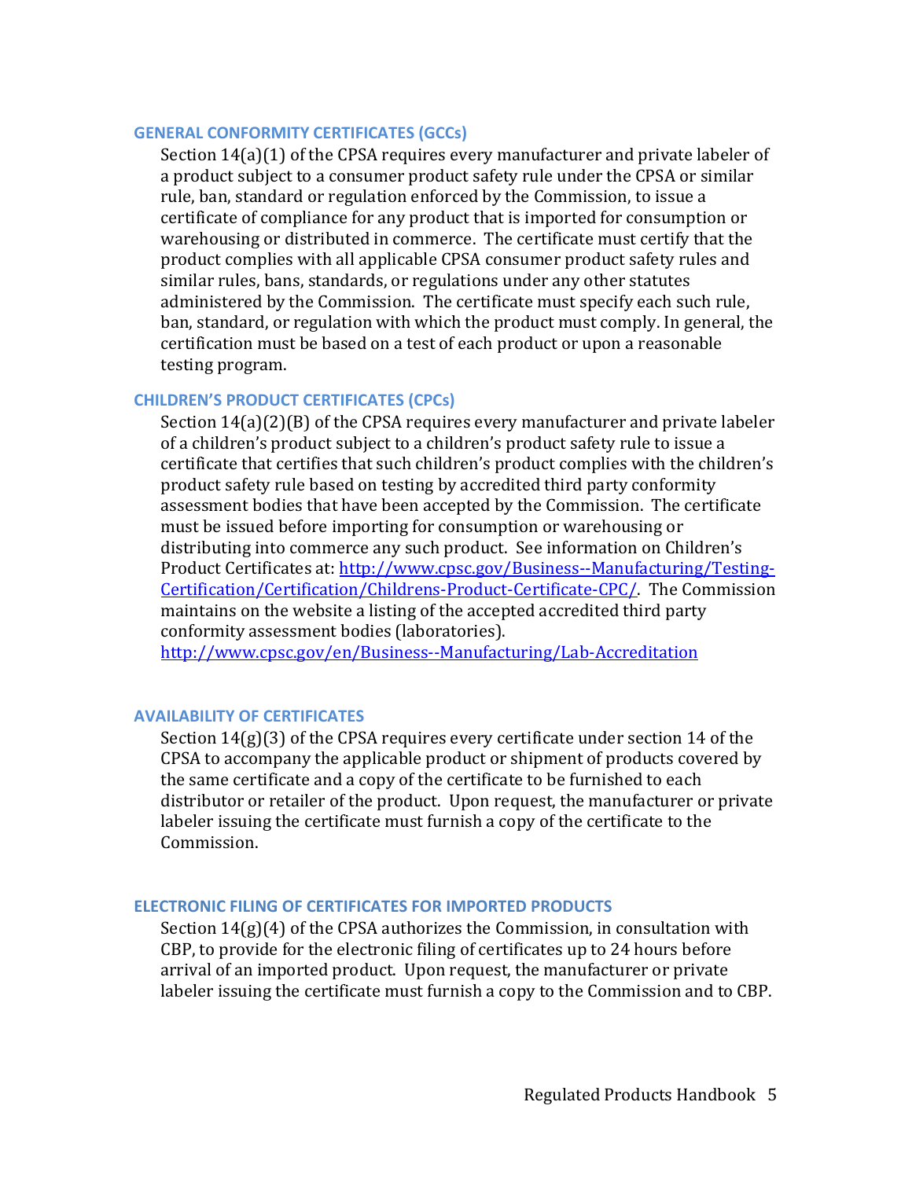## GENERAL CONFORMITY CERTIFICATES (GCCs)

Section 14(a)(1) of the CPSA requires every manufacturer and private labeler of a product subject to a consumer product safety rule under the CPSA or similar rule, ban, standard or regulation enforced by the Commission, to issue a certificate of compliance for any product that is imported for consumption or warehousing or distributed in commerce. The certificate must certify that the product complies with all applicable CPSA consumer product safety rules and similar rules, bans, standards, or regulations under any other statutes administered by the Commission. The certificate must specify each such rule, ban, standard, or regulation with which the product must comply. In general, the certification must be based on a test of each product or upon a reasonable testing program.

## CHILDREN'S PRODUCT CERTIFICATES (CPCs)

Section 14(a)(2)(B) of the CPSA requires every manufacturer and private labeler of a children's product subject to a children's product safety rule to issue a certificate that certifies that such children's product complies with the children's product safety rule based on testing by accredited third party conformity assessment bodies that have been accepted by the Commission. The certificate must be issued before importing for consumption or warehousing or distributing into commerce any such product. See information on Children's Product Certificates at: http://www.cpsc.gov/Business--Manufacturing/Testing-Certification/Certification/Childrens-Product-Certificate-CPC/. The Commission maintains on the website a listing of the accepted accredited third party conformity assessment bodies (laboratories). http://www.cpsc.gov/en/Business--Manufacturing/Lab-Accreditation

## AVAILABILITY OF CERTIFICATES

Section 14(g)(3) of the CPSA requires every certificate under section 14 of the CPSA to accompany the applicable product or shipment of products covered by the same certificate and a copy of the certificate to be furnished to each distributor or retailer of the product. Upon request, the manufacturer or private labeler issuing the certificate must furnish a copy of the certificate to the Commission.

## ELECTRONIC FILING OF CERTIFICATES FOR IMPORTED PRODUCTS

Section 14(g)(4) of the CPSA authorizes the Commission, in consultation with CBP, to provide for the electronic filing of certificates up to 24 hours before arrival of an imported product. Upon request, the manufacturer or private labeler issuing the certificate must furnish a copy to the Commission and to CBP.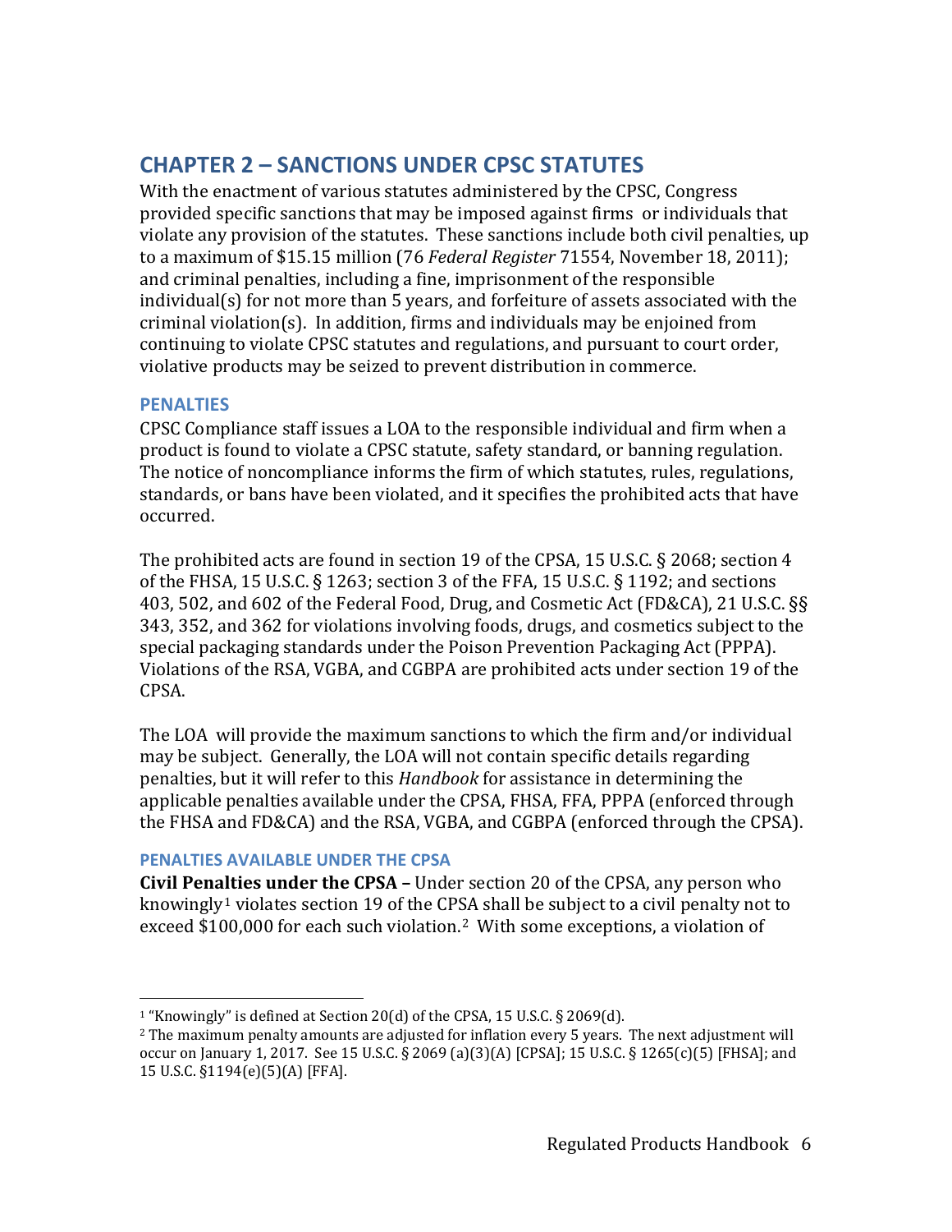## CHAPTER 2 – SANCTIONS UNDER CPSC STATUTES

With the enactment of various statutes administered by the CPSC, Congress provided specific sanctions that may be imposed against firms or individuals that violate any provision of the statutes. These sanctions include both civil penalties, up to a maximum of $15.15 million (76 *Federal Register* 71554, November 18, 2011); and criminal penalties, including a fine, imprisonment of the responsible individual(s) for not more than 5 years, and forfeiture of assets associated with the criminal violation(s). In addition, firms and individuals may be enjoined from continuing to violate CPSC statutes and regulations, and pursuant to court order, violative products may be seized to prevent distribution in commerce.

### PENALTIES

CPSC Compliance staff issues a LOA to the responsible individual and firm when a product is found to violate a CPSC statute, safety standard, or banning regulation. The notice of noncompliance informs the firm of which statutes, rules, regulations, standards, or bans have been violated, and it specifies the prohibited acts that have occurred.

The prohibited acts are found in section 19 of the CPSA, 15 U.S.C. § 2068; section 4 of the FHSA, 15 U.S.C. § 1263; section 3 of the FFA, 15 U.S.C. § 1192; and sections 403, 502, and 602 of the Federal Food, Drug, and Cosmetic Act (FD&CA), 21 U.S.C. §§ 343, 352, and 362 for violations involving foods, drugs, and cosmetics subject to the special packaging standards under the Poison Prevention Packaging Act (PPPA). Violations of the RSA, VGBA, and CGBPA are prohibited acts under section 19 of the CPSA.

The LOA will provide the maximum sanctions to which the firm and/or individual may be subject. Generally, the LOA will not contain specific details regarding penalties, but it will refer to this *Handbook* for assistance in determining the applicable penalties available under the CPSA, FHSA, FFA, PPPA (enforced through the FHSA and FD&CA) and the RSA, VGBA, and CGBPA (enforced through the CPSA).

#### PENALTIES AVAILABLE UNDER THE CPSA

**Civil Penalties under the CPSA –** Under section 20 of the CPSA, any person who knowingly[1] violates section 19 of the CPSA shall be subject to a civil penalty not to exceed $100,000 for each such violation.[2] With some exceptions, a violation of

---

[1] "Knowingly" is defined at Section 20(d) of the CPSA, 15 U.S.C. § 2069(d).

[2] The maximum penalty amounts are adjusted for inflation every 5 years. The next adjustment will occur on January 1, 2017. See 15 U.S.C. § 2069 (a)(3)(A) [CPSA]; 15 U.S.C. § 1265(c)(5) [FHSA]; and 15 U.S.C. §1194(e)(5)(A) [FFA].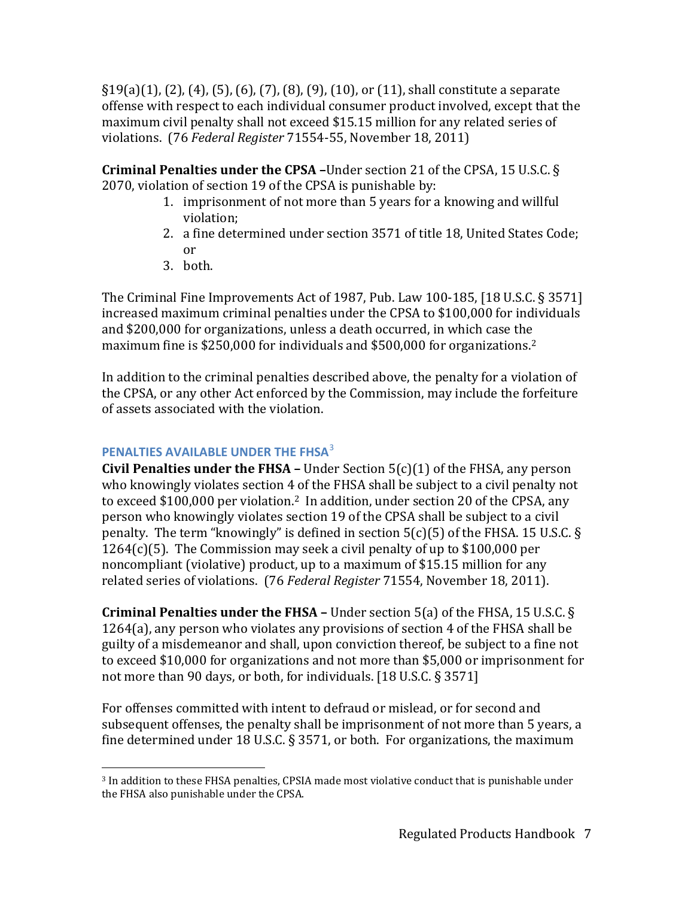§19(a)(1), (2), (4), (5), (6), (7), (8), (9), (10), or (11), shall constitute a separate offense with respect to each individual consumer product involved, except that the maximum civil penalty shall not exceed $15.15 million for any related series of violations. (76 *Federal Register* 71554-55, November 18, 2011)

**Criminal Penalties under the CPSA –**Under section 21 of the CPSA, 15 U.S.C. § 2070, violation of section 19 of the CPSA is punishable by:

1. imprisonment of not more than 5 years for a knowing and willful violation;
2. a fine determined under section 3571 of title 18, United States Code; or
3. both.

The Criminal Fine Improvements Act of 1987, Pub. Law 100-185, [18 U.S.C. § 3571] increased maximum criminal penalties under the CPSA to $100,000 for individuals and $200,000 for organizations, unless a death occurred, in which case the maximum fine is $250,000 for individuals and $500,000 for organizations.[2]

In addition to the criminal penalties described above, the penalty for a violation of the CPSA, or any other Act enforced by the Commission, may include the forfeiture of assets associated with the violation.

## PENALTIES AVAILABLE UNDER THE FHSA[3]

**Civil Penalties under the FHSA –** Under Section 5(c)(1) of the FHSA, any person who knowingly violates section 4 of the FHSA shall be subject to a civil penalty not to exceed $100,000 per violation.[2] In addition, under section 20 of the CPSA, any person who knowingly violates section 19 of the CPSA shall be subject to a civil penalty. The term "knowingly" is defined in section 5(c)(5) of the FHSA. 15 U.S.C. § 1264(c)(5). The Commission may seek a civil penalty of up to $100,000 per noncompliant (violative) product, up to a maximum of $15.15 million for any related series of violations. (76 *Federal Register* 71554, November 18, 2011).

**Criminal Penalties under the FHSA –** Under section 5(a) of the FHSA, 15 U.S.C. § 1264(a), any person who violates any provisions of section 4 of the FHSA shall be guilty of a misdemeanor and shall, upon conviction thereof, be subject to a fine not to exceed $10,000 for organizations and not more than $5,000 or imprisonment for not more than 90 days, or both, for individuals. [18 U.S.C. § 3571]

For offenses committed with intent to defraud or mislead, or for second and subsequent offenses, the penalty shall be imprisonment of not more than 5 years, a fine determined under 18 U.S.C. § 3571, or both. For organizations, the maximum

[3] In addition to these FHSA penalties, CPSIA made most violative conduct that is punishable under the FHSA also punishable under the CPSA.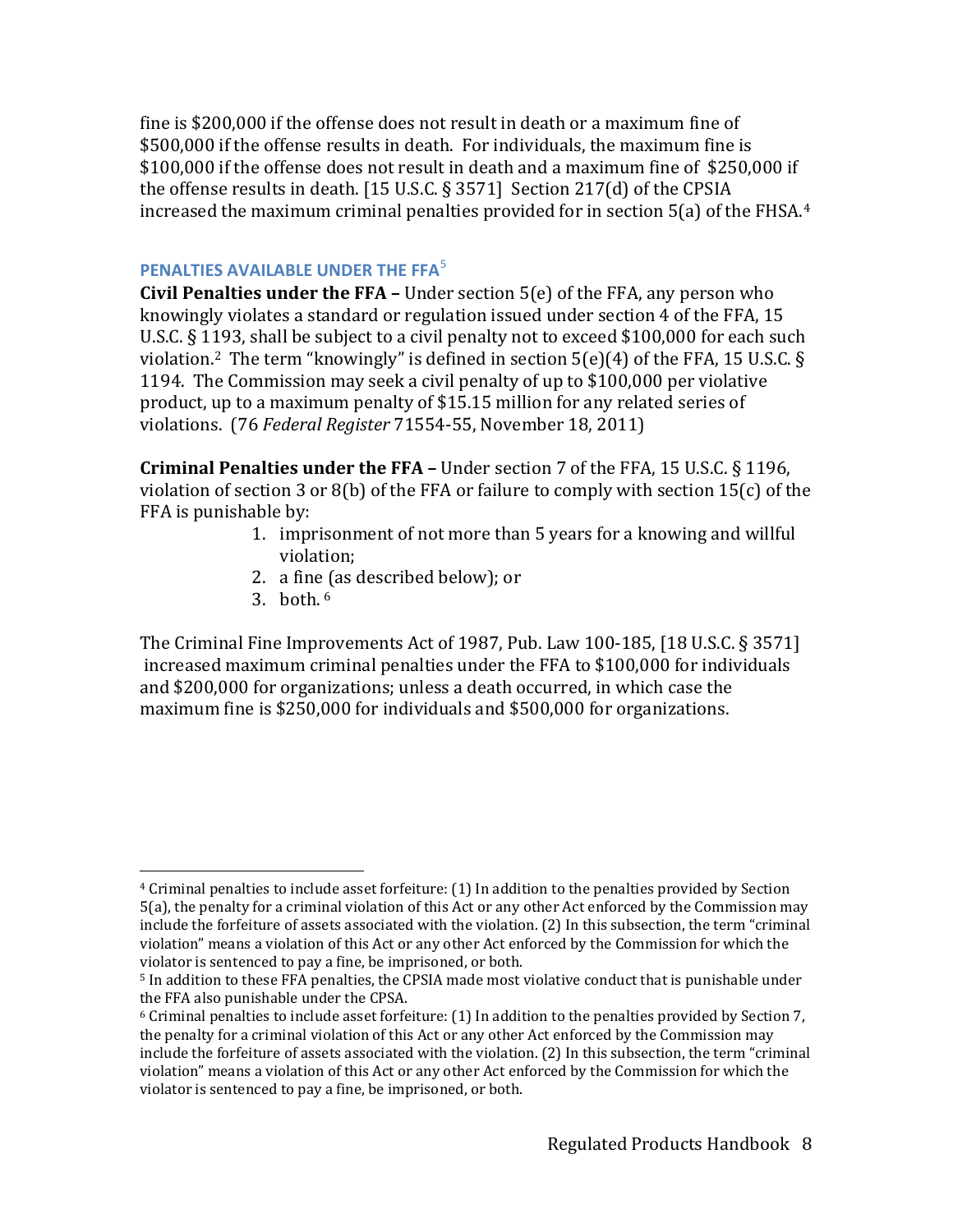fine is $200,000 if the offense does not result in death or a maximum fine of $500,000 if the offense results in death. For individuals, the maximum fine is $100,000 if the offense does not result in death and a maximum fine of $250,000 if the offense results in death. [15 U.S.C. § 3571] Section 217(d) of the CPSIA increased the maximum criminal penalties provided for in section 5(a) of the FHSA.[4]

### PENALTIES AVAILABLE UNDER THE FFA[5]

**Civil Penalties under the FFA –** Under section 5(e) of the FFA, any person who knowingly violates a standard or regulation issued under section 4 of the FFA, 15 U.S.C. § 1193, shall be subject to a civil penalty not to exceed $100,000 for each such violation.[2] The term "knowingly" is defined in section 5(e)(4) of the FFA, 15 U.S.C. § 1194. The Commission may seek a civil penalty of up to $100,000 per violative product, up to a maximum penalty of $15.15 million for any related series of violations. (76 *Federal Register* 71554-55, November 18, 2011)

**Criminal Penalties under the FFA –** Under section 7 of the FFA, 15 U.S.C. § 1196, violation of section 3 or 8(b) of the FFA or failure to comply with section 15(c) of the FFA is punishable by:

1. imprisonment of not more than 5 years for a knowing and willful violation;
2. a fine (as described below); or
3. both.[6]

The Criminal Fine Improvements Act of 1987, Pub. Law 100-185, [18 U.S.C. § 3571] increased maximum criminal penalties under the FFA to $100,000 for individuals and $200,000 for organizations; unless a death occurred, in which case the maximum fine is $250,000 for individuals and $500,000 for organizations.

---

[4] Criminal penalties to include asset forfeiture: (1) In addition to the penalties provided by Section 5(a), the penalty for a criminal violation of this Act or any other Act enforced by the Commission may include the forfeiture of assets associated with the violation. (2) In this subsection, the term "criminal violation" means a violation of this Act or any other Act enforced by the Commission for which the violator is sentenced to pay a fine, be imprisoned, or both.

[5] In addition to these FFA penalties, the CPSIA made most violative conduct that is punishable under the FFA also punishable under the CPSA.

[6] Criminal penalties to include asset forfeiture: (1) In addition to the penalties provided by Section 7, the penalty for a criminal violation of this Act or any other Act enforced by the Commission may include the forfeiture of assets associated with the violation. (2) In this subsection, the term "criminal violation" means a violation of this Act or any other Act enforced by the Commission for which the violator is sentenced to pay a fine, be imprisoned, or both.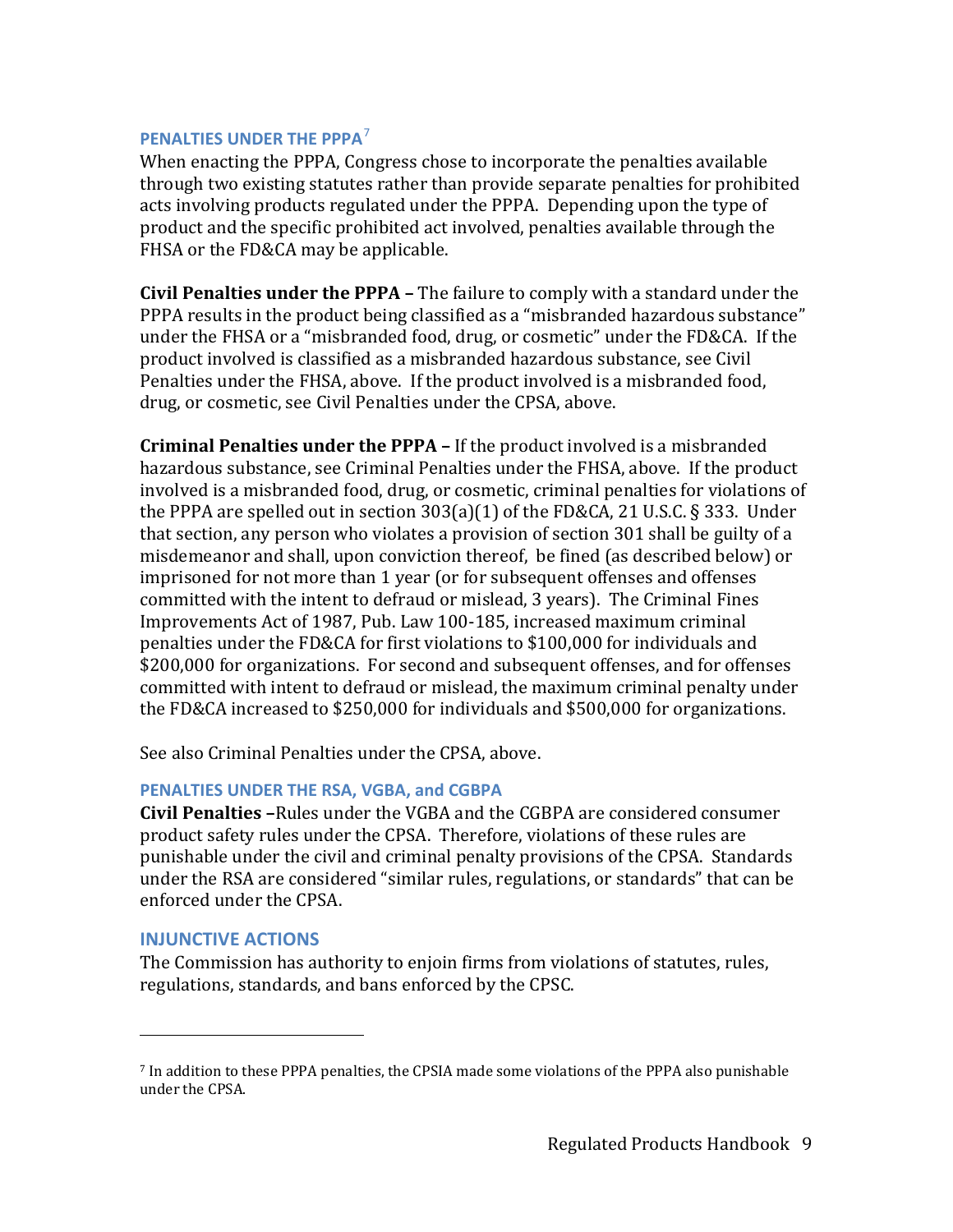### PENALTIES UNDER THE PPPA[7]

When enacting the PPPA, Congress chose to incorporate the penalties available through two existing statutes rather than provide separate penalties for prohibited acts involving products regulated under the PPPA. Depending upon the type of product and the specific prohibited act involved, penalties available through the FHSA or the FD&CA may be applicable.

**Civil Penalties under the PPPA –** The failure to comply with a standard under the PPPA results in the product being classified as a "misbranded hazardous substance" under the FHSA or a "misbranded food, drug, or cosmetic" under the FD&CA. If the product involved is classified as a misbranded hazardous substance, see Civil Penalties under the FHSA, above. If the product involved is a misbranded food, drug, or cosmetic, see Civil Penalties under the CPSA, above.

**Criminal Penalties under the PPPA –** If the product involved is a misbranded hazardous substance, see Criminal Penalties under the FHSA, above. If the product involved is a misbranded food, drug, or cosmetic, criminal penalties for violations of the PPPA are spelled out in section 303(a)(1) of the FD&CA, 21 U.S.C. § 333. Under that section, any person who violates a provision of section 301 shall be guilty of a misdemeanor and shall, upon conviction thereof, be fined (as described below) or imprisoned for not more than 1 year (or for subsequent offenses and offenses committed with the intent to defraud or mislead, 3 years). The Criminal Fines Improvements Act of 1987, Pub. Law 100-185, increased maximum criminal penalties under the FD&CA for first violations to $100,000 for individuals and $200,000 for organizations. For second and subsequent offenses, and for offenses committed with intent to defraud or mislead, the maximum criminal penalty under the FD&CA increased to $250,000 for individuals and $500,000 for organizations.

See also Criminal Penalties under the CPSA, above.

### PENALTIES UNDER THE RSA, VGBA, and CGBPA

**Civil Penalties –**Rules under the VGBA and the CGBPA are considered consumer product safety rules under the CPSA. Therefore, violations of these rules are punishable under the civil and criminal penalty provisions of the CPSA. Standards under the RSA are considered "similar rules, regulations, or standards" that can be enforced under the CPSA.

### INJUNCTIVE ACTIONS

The Commission has authority to enjoin firms from violations of statutes, rules, regulations, standards, and bans enforced by the CPSC.

---

[7] In addition to these PPPA penalties, the CPSIA made some violations of the PPPA also punishable under the CPSA.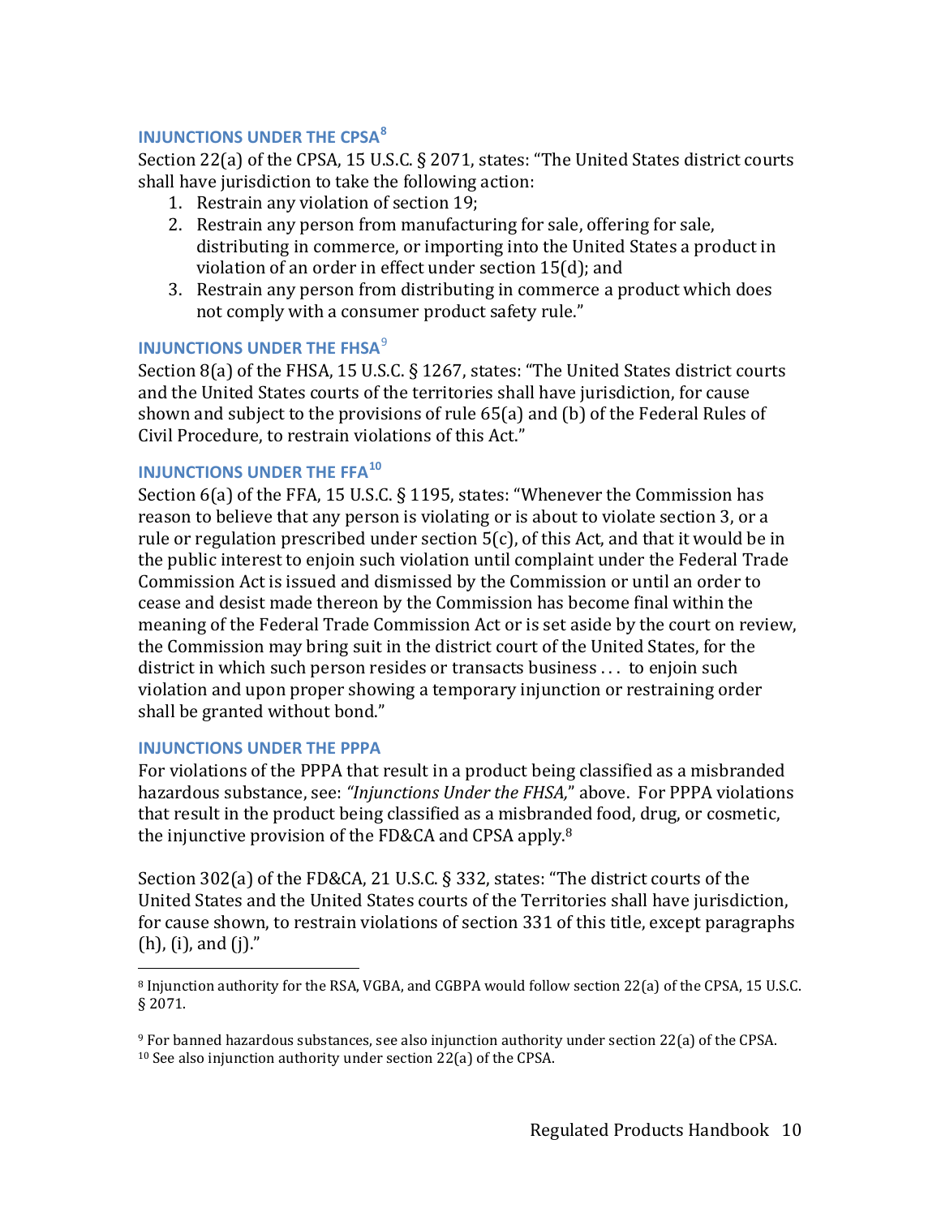### INJUNCTIONS UNDER THE CPSA[8]

Section 22(a) of the CPSA, 15 U.S.C. § 2071, states: "The United States district courts shall have jurisdiction to take the following action:

1. Restrain any violation of section 19;
2. Restrain any person from manufacturing for sale, offering for sale, distributing in commerce, or importing into the United States a product in violation of an order in effect under section 15(d); and
3. Restrain any person from distributing in commerce a product which does not comply with a consumer product safety rule."

### INJUNCTIONS UNDER THE FHSA[9]

Section 8(a) of the FHSA, 15 U.S.C. § 1267, states: "The United States district courts and the United States courts of the territories shall have jurisdiction, for cause shown and subject to the provisions of rule 65(a) and (b) of the Federal Rules of Civil Procedure, to restrain violations of this Act."

### INJUNCTIONS UNDER THE FFA[10]

Section 6(a) of the FFA, 15 U.S.C. § 1195, states: "Whenever the Commission has reason to believe that any person is violating or is about to violate section 3, or a rule or regulation prescribed under section 5(c), of this Act, and that it would be in the public interest to enjoin such violation until complaint under the Federal Trade Commission Act is issued and dismissed by the Commission or until an order to cease and desist made thereon by the Commission has become final within the meaning of the Federal Trade Commission Act or is set aside by the court on review, the Commission may bring suit in the district court of the United States, for the district in which such person resides or transacts business . . . to enjoin such violation and upon proper showing a temporary injunction or restraining order shall be granted without bond."

### INJUNCTIONS UNDER THE PPPA

For violations of the PPPA that result in a product being classified as a misbranded hazardous substance, see: *"Injunctions Under the FHSA,"* above. For PPPA violations that result in the product being classified as a misbranded food, drug, or cosmetic, the injunctive provision of the FD&CA and CPSA apply.[8]

Section 302(a) of the FD&CA, 21 U.S.C. § 332, states: "The district courts of the United States and the United States courts of the Territories shall have jurisdiction, for cause shown, to restrain violations of section 331 of this title, except paragraphs (h), (i), and (j)."

---

[8] Injunction authority for the RSA, VGBA, and CGBPA would follow section 22(a) of the CPSA, 15 U.S.C. § 2071.

[9] For banned hazardous substances, see also injunction authority under section 22(a) of the CPSA.

[10] See also injunction authority under section 22(a) of the CPSA.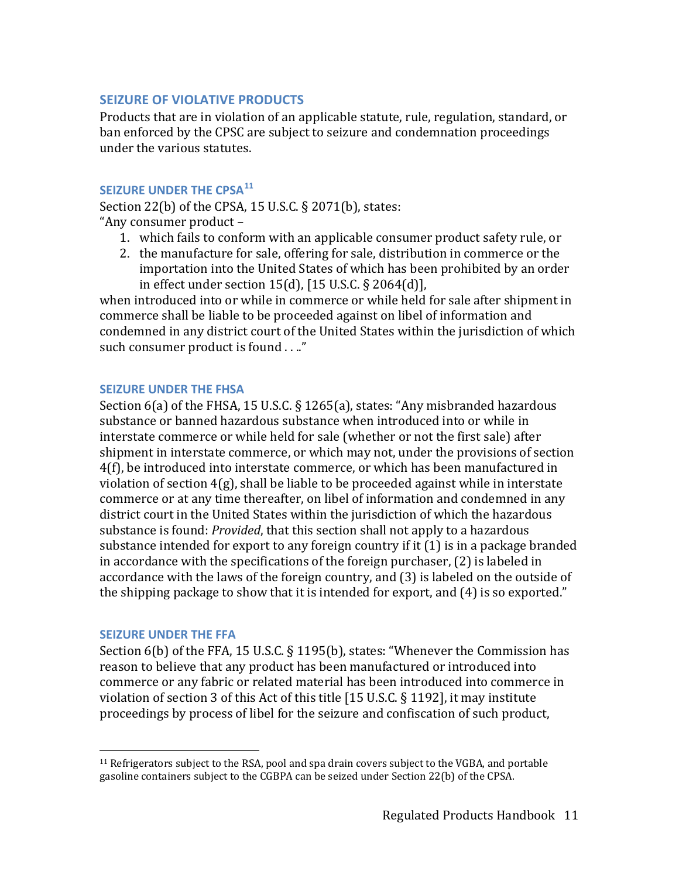## SEIZURE OF VIOLATIVE PRODUCTS

Products that are in violation of an applicable statute, rule, regulation, standard, or ban enforced by the CPSC are subject to seizure and condemnation proceedings under the various statutes.

### SEIZURE UNDER THE CPSA[11]

Section 22(b) of the CPSA, 15 U.S.C. § 2071(b), states:
"Any consumer product –

1. which fails to conform with an applicable consumer product safety rule, or
2. the manufacture for sale, offering for sale, distribution in commerce or the importation into the United States of which has been prohibited by an order in effect under section 15(d), [15 U.S.C. § 2064(d)],

when introduced into or while in commerce or while held for sale after shipment in commerce shall be liable to be proceeded against on libel of information and condemned in any district court of the United States within the jurisdiction of which such consumer product is found . . .."

### SEIZURE UNDER THE FHSA

Section 6(a) of the FHSA, 15 U.S.C. § 1265(a), states: "Any misbranded hazardous substance or banned hazardous substance when introduced into or while in interstate commerce or while held for sale (whether or not the first sale) after shipment in interstate commerce, or which may not, under the provisions of section 4(f), be introduced into interstate commerce, or which has been manufactured in violation of section 4(g), shall be liable to be proceeded against while in interstate commerce or at any time thereafter, on libel of information and condemned in any district court in the United States within the jurisdiction of which the hazardous substance is found: *Provided*, that this section shall not apply to a hazardous substance intended for export to any foreign country if it (1) is in a package branded in accordance with the specifications of the foreign purchaser, (2) is labeled in accordance with the laws of the foreign country, and (3) is labeled on the outside of the shipping package to show that it is intended for export, and (4) is so exported."

### SEIZURE UNDER THE FFA

Section 6(b) of the FFA, 15 U.S.C. § 1195(b), states: "Whenever the Commission has reason to believe that any product has been manufactured or introduced into commerce or any fabric or related material has been introduced into commerce in violation of section 3 of this Act of this title [15 U.S.C. § 1192], it may institute proceedings by process of libel for the seizure and confiscation of such product,

---

[11] Refrigerators subject to the RSA, pool and spa drain covers subject to the VGBA, and portable gasoline containers subject to the CGBPA can be seized under Section 22(b) of the CPSA.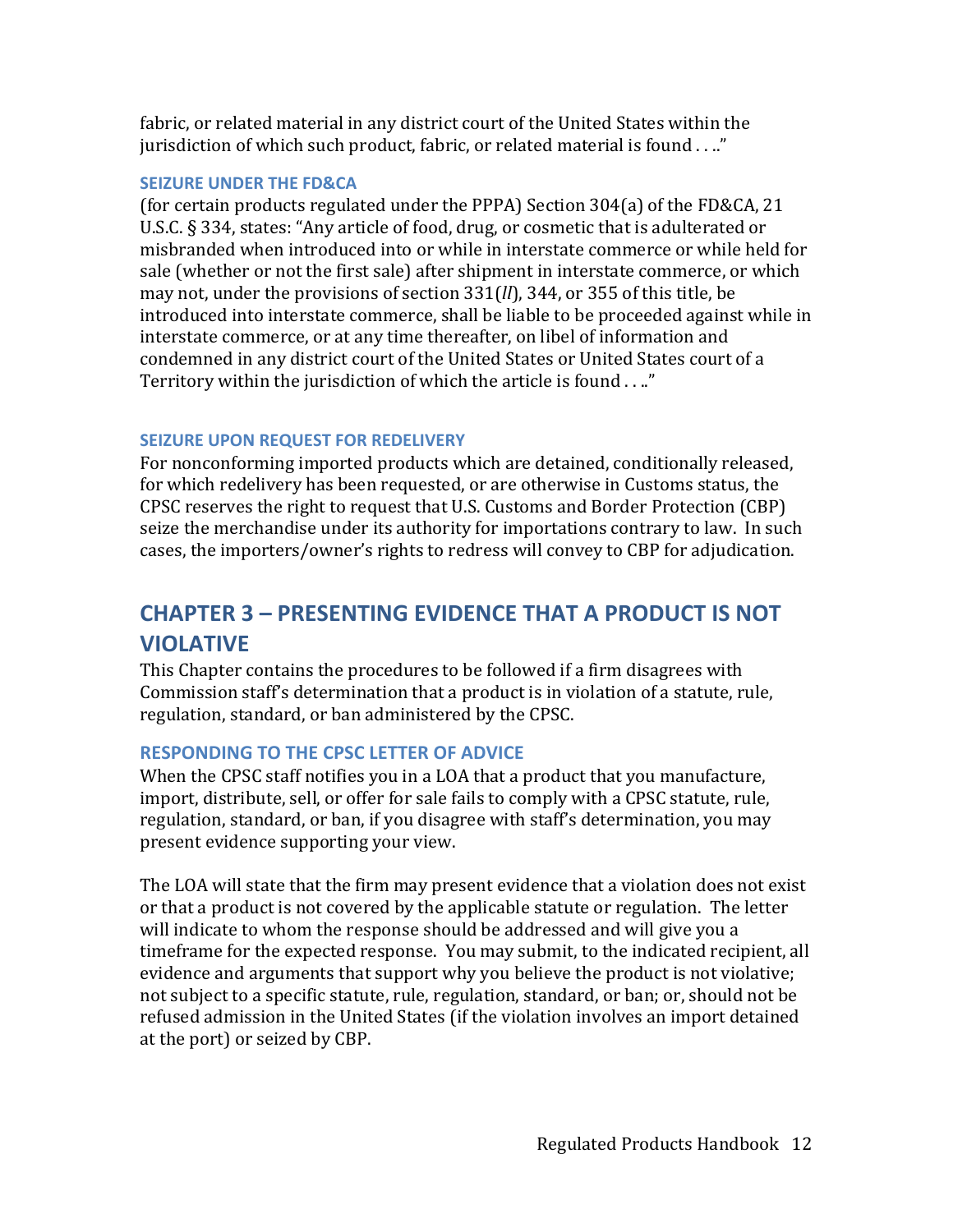fabric, or related material in any district court of the United States within the jurisdiction of which such product, fabric, or related material is found . . .."

### SEIZURE UNDER THE FD&CA

(for certain products regulated under the PPPA) Section 304(a) of the FD&CA, 21 U.S.C. § 334, states: "Any article of food, drug, or cosmetic that is adulterated or misbranded when introduced into or while in interstate commerce or while held for sale (whether or not the first sale) after shipment in interstate commerce, or which may not, under the provisions of section 331(*ll*), 344, or 355 of this title, be introduced into interstate commerce, shall be liable to be proceeded against while in interstate commerce, or at any time thereafter, on libel of information and condemned in any district court of the United States or United States court of a Territory within the jurisdiction of which the article is found . . .."

### SEIZURE UPON REQUEST FOR REDELIVERY

For nonconforming imported products which are detained, conditionally released, for which redelivery has been requested, or are otherwise in Customs status, the CPSC reserves the right to request that U.S. Customs and Border Protection (CBP) seize the merchandise under its authority for importations contrary to law. In such cases, the importers/owner's rights to redress will convey to CBP for adjudication.

## CHAPTER 3 – PRESENTING EVIDENCE THAT A PRODUCT IS NOT VIOLATIVE

This Chapter contains the procedures to be followed if a firm disagrees with Commission staff's determination that a product is in violation of a statute, rule, regulation, standard, or ban administered by the CPSC.

### RESPONDING TO THE CPSC LETTER OF ADVICE

When the CPSC staff notifies you in a LOA that a product that you manufacture, import, distribute, sell, or offer for sale fails to comply with a CPSC statute, rule, regulation, standard, or ban, if you disagree with staff's determination, you may present evidence supporting your view.

The LOA will state that the firm may present evidence that a violation does not exist or that a product is not covered by the applicable statute or regulation. The letter will indicate to whom the response should be addressed and will give you a timeframe for the expected response. You may submit, to the indicated recipient, all evidence and arguments that support why you believe the product is not violative; not subject to a specific statute, rule, regulation, standard, or ban; or, should not be refused admission in the United States (if the violation involves an import detained at the port) or seized by CBP.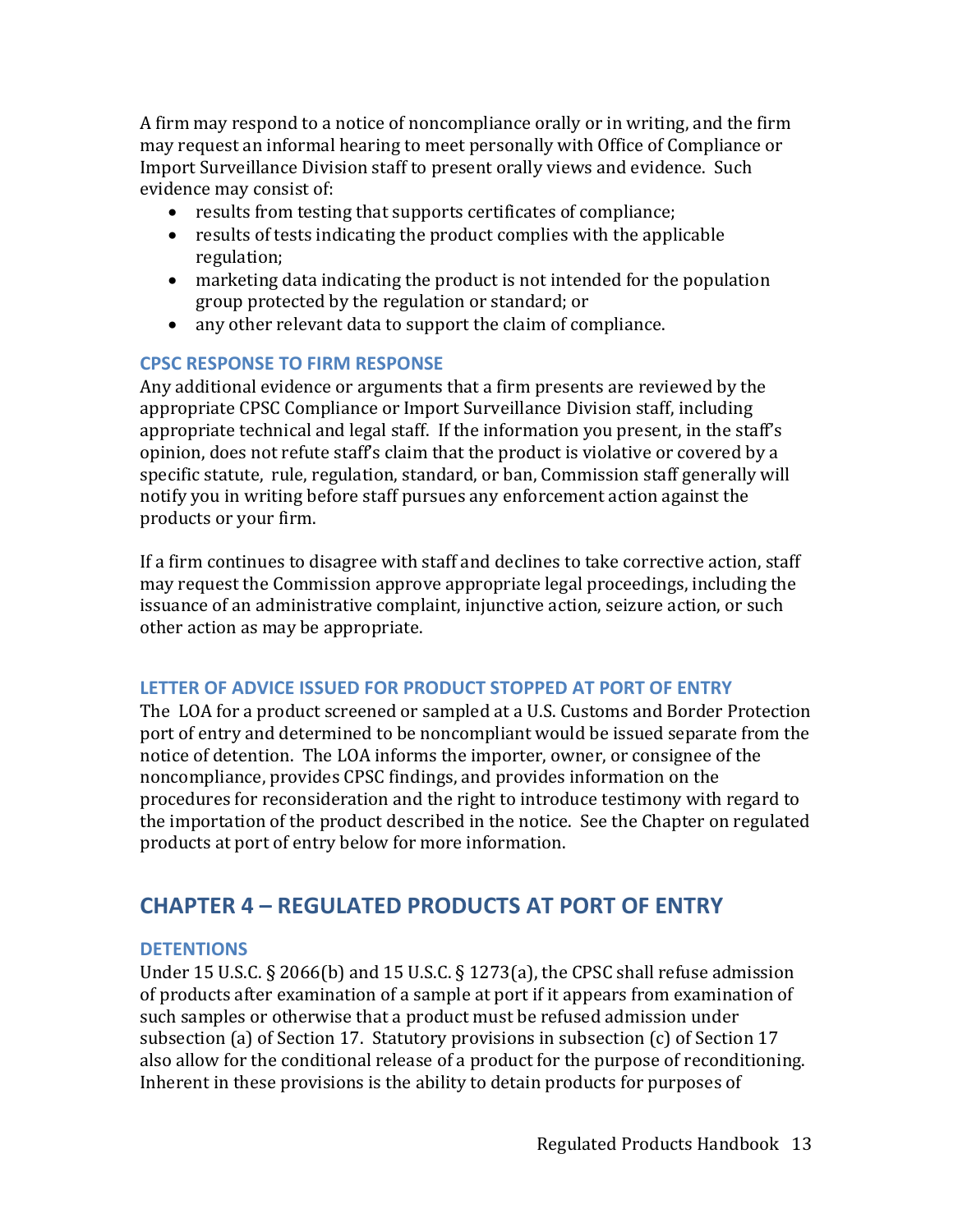A firm may respond to a notice of noncompliance orally or in writing, and the firm may request an informal hearing to meet personally with Office of Compliance or Import Surveillance Division staff to present orally views and evidence. Such evidence may consist of:

- results from testing that supports certificates of compliance;
- results of tests indicating the product complies with the applicable regulation;
- marketing data indicating the product is not intended for the population group protected by the regulation or standard; or
- any other relevant data to support the claim of compliance.

### CPSC RESPONSE TO FIRM RESPONSE

Any additional evidence or arguments that a firm presents are reviewed by the appropriate CPSC Compliance or Import Surveillance Division staff, including appropriate technical and legal staff. If the information you present, in the staff's opinion, does not refute staff's claim that the product is violative or covered by a specific statute, rule, regulation, standard, or ban, Commission staff generally will notify you in writing before staff pursues any enforcement action against the products or your firm.

If a firm continues to disagree with staff and declines to take corrective action, staff may request the Commission approve appropriate legal proceedings, including the issuance of an administrative complaint, injunctive action, seizure action, or such other action as may be appropriate.

### LETTER OF ADVICE ISSUED FOR PRODUCT STOPPED AT PORT OF ENTRY

The LOA for a product screened or sampled at a U.S. Customs and Border Protection port of entry and determined to be noncompliant would be issued separate from the notice of detention. The LOA informs the importer, owner, or consignee of the noncompliance, provides CPSC findings, and provides information on the procedures for reconsideration and the right to introduce testimony with regard to the importation of the product described in the notice. See the Chapter on regulated products at port of entry below for more information.

## CHAPTER 4 – REGULATED PRODUCTS AT PORT OF ENTRY

### DETENTIONS

Under 15 U.S.C. § 2066(b) and 15 U.S.C. § 1273(a), the CPSC shall refuse admission of products after examination of a sample at port if it appears from examination of such samples or otherwise that a product must be refused admission under subsection (a) of Section 17. Statutory provisions in subsection (c) of Section 17 also allow for the conditional release of a product for the purpose of reconditioning. Inherent in these provisions is the ability to detain products for purposes of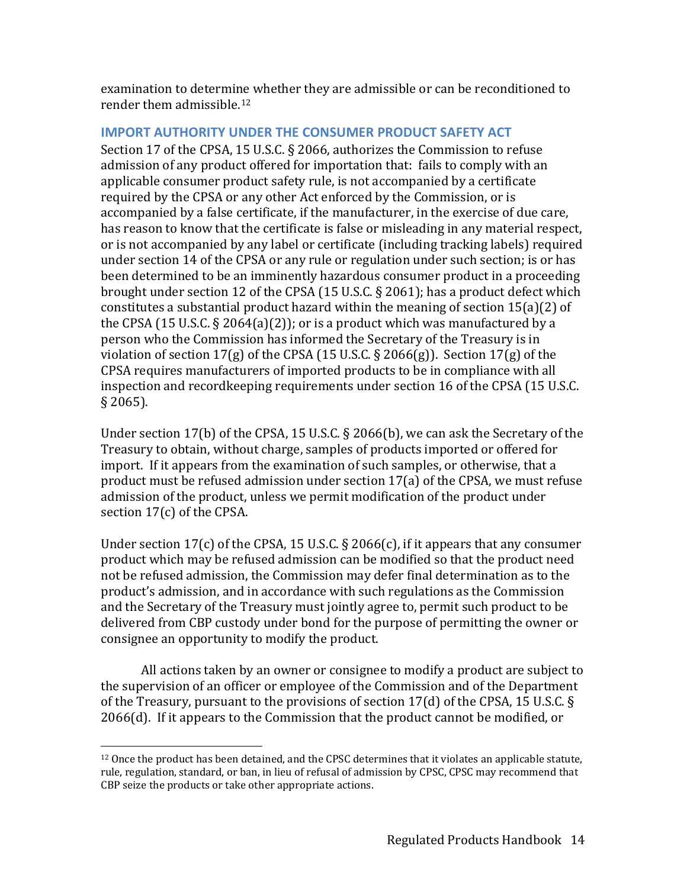examination to determine whether they are admissible or can be reconditioned to render them admissible.[12]

### IMPORT AUTHORITY UNDER THE CONSUMER PRODUCT SAFETY ACT

Section 17 of the CPSA, 15 U.S.C. § 2066, authorizes the Commission to refuse admission of any product offered for importation that: fails to comply with an applicable consumer product safety rule, is not accompanied by a certificate required by the CPSA or any other Act enforced by the Commission, or is accompanied by a false certificate, if the manufacturer, in the exercise of due care, has reason to know that the certificate is false or misleading in any material respect, or is not accompanied by any label or certificate (including tracking labels) required under section 14 of the CPSA or any rule or regulation under such section; is or has been determined to be an imminently hazardous consumer product in a proceeding brought under section 12 of the CPSA (15 U.S.C. § 2061); has a product defect which constitutes a substantial product hazard within the meaning of section 15(a)(2) of the CPSA (15 U.S.C. § 2064(a)(2)); or is a product which was manufactured by a person who the Commission has informed the Secretary of the Treasury is in violation of section 17(g) of the CPSA (15 U.S.C. § 2066(g)). Section 17(g) of the CPSA requires manufacturers of imported products to be in compliance with all inspection and recordkeeping requirements under section 16 of the CPSA (15 U.S.C. § 2065).

Under section 17(b) of the CPSA, 15 U.S.C. § 2066(b), we can ask the Secretary of the Treasury to obtain, without charge, samples of products imported or offered for import. If it appears from the examination of such samples, or otherwise, that a product must be refused admission under section 17(a) of the CPSA, we must refuse admission of the product, unless we permit modification of the product under section 17(c) of the CPSA.

Under section 17(c) of the CPSA, 15 U.S.C. § 2066(c), if it appears that any consumer product which may be refused admission can be modified so that the product need not be refused admission, the Commission may defer final determination as to the product's admission, and in accordance with such regulations as the Commission and the Secretary of the Treasury must jointly agree to, permit such product to be delivered from CBP custody under bond for the purpose of permitting the owner or consignee an opportunity to modify the product.

All actions taken by an owner or consignee to modify a product are subject to the supervision of an officer or employee of the Commission and of the Department of the Treasury, pursuant to the provisions of section 17(d) of the CPSA, 15 U.S.C. § 2066(d). If it appears to the Commission that the product cannot be modified, or

[12] Once the product has been detained, and the CPSC determines that it violates an applicable statute, rule, regulation, standard, or ban, in lieu of refusal of admission by CPSC, CPSC may recommend that CBP seize the products or take other appropriate actions.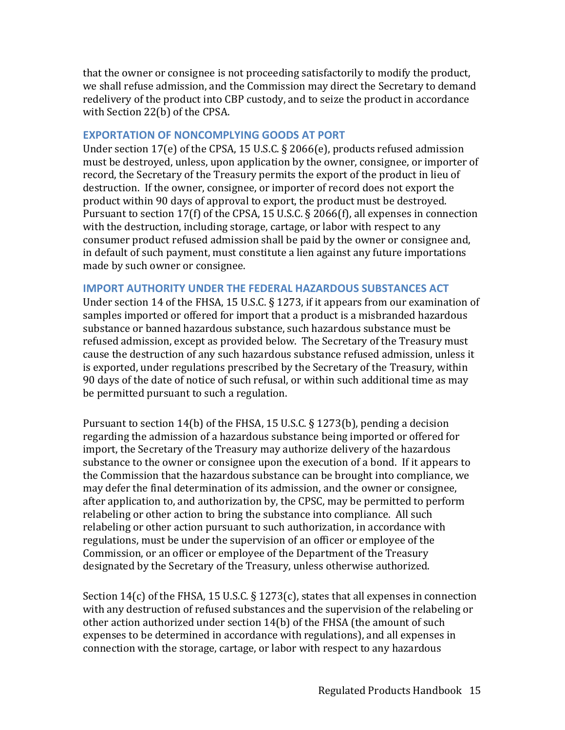that the owner or consignee is not proceeding satisfactorily to modify the product, we shall refuse admission, and the Commission may direct the Secretary to demand redelivery of the product into CBP custody, and to seize the product in accordance with Section 22(b) of the CPSA.

### EXPORTATION OF NONCOMPLYING GOODS AT PORT

Under section 17(e) of the CPSA, 15 U.S.C. § 2066(e), products refused admission must be destroyed, unless, upon application by the owner, consignee, or importer of record, the Secretary of the Treasury permits the export of the product in lieu of destruction. If the owner, consignee, or importer of record does not export the product within 90 days of approval to export, the product must be destroyed. Pursuant to section 17(f) of the CPSA, 15 U.S.C. § 2066(f), all expenses in connection with the destruction, including storage, cartage, or labor with respect to any consumer product refused admission shall be paid by the owner or consignee and, in default of such payment, must constitute a lien against any future importations made by such owner or consignee.

### IMPORT AUTHORITY UNDER THE FEDERAL HAZARDOUS SUBSTANCES ACT

Under section 14 of the FHSA, 15 U.S.C. § 1273, if it appears from our examination of samples imported or offered for import that a product is a misbranded hazardous substance or banned hazardous substance, such hazardous substance must be refused admission, except as provided below. The Secretary of the Treasury must cause the destruction of any such hazardous substance refused admission, unless it is exported, under regulations prescribed by the Secretary of the Treasury, within 90 days of the date of notice of such refusal, or within such additional time as may be permitted pursuant to such a regulation.

Pursuant to section 14(b) of the FHSA, 15 U.S.C. § 1273(b), pending a decision regarding the admission of a hazardous substance being imported or offered for import, the Secretary of the Treasury may authorize delivery of the hazardous substance to the owner or consignee upon the execution of a bond. If it appears to the Commission that the hazardous substance can be brought into compliance, we may defer the final determination of its admission, and the owner or consignee, after application to, and authorization by, the CPSC, may be permitted to perform relabeling or other action to bring the substance into compliance. All such relabeling or other action pursuant to such authorization, in accordance with regulations, must be under the supervision of an officer or employee of the Commission, or an officer or employee of the Department of the Treasury designated by the Secretary of the Treasury, unless otherwise authorized.

Section 14(c) of the FHSA, 15 U.S.C. § 1273(c), states that all expenses in connection with any destruction of refused substances and the supervision of the relabeling or other action authorized under section 14(b) of the FHSA (the amount of such expenses to be determined in accordance with regulations), and all expenses in connection with the storage, cartage, or labor with respect to any hazardous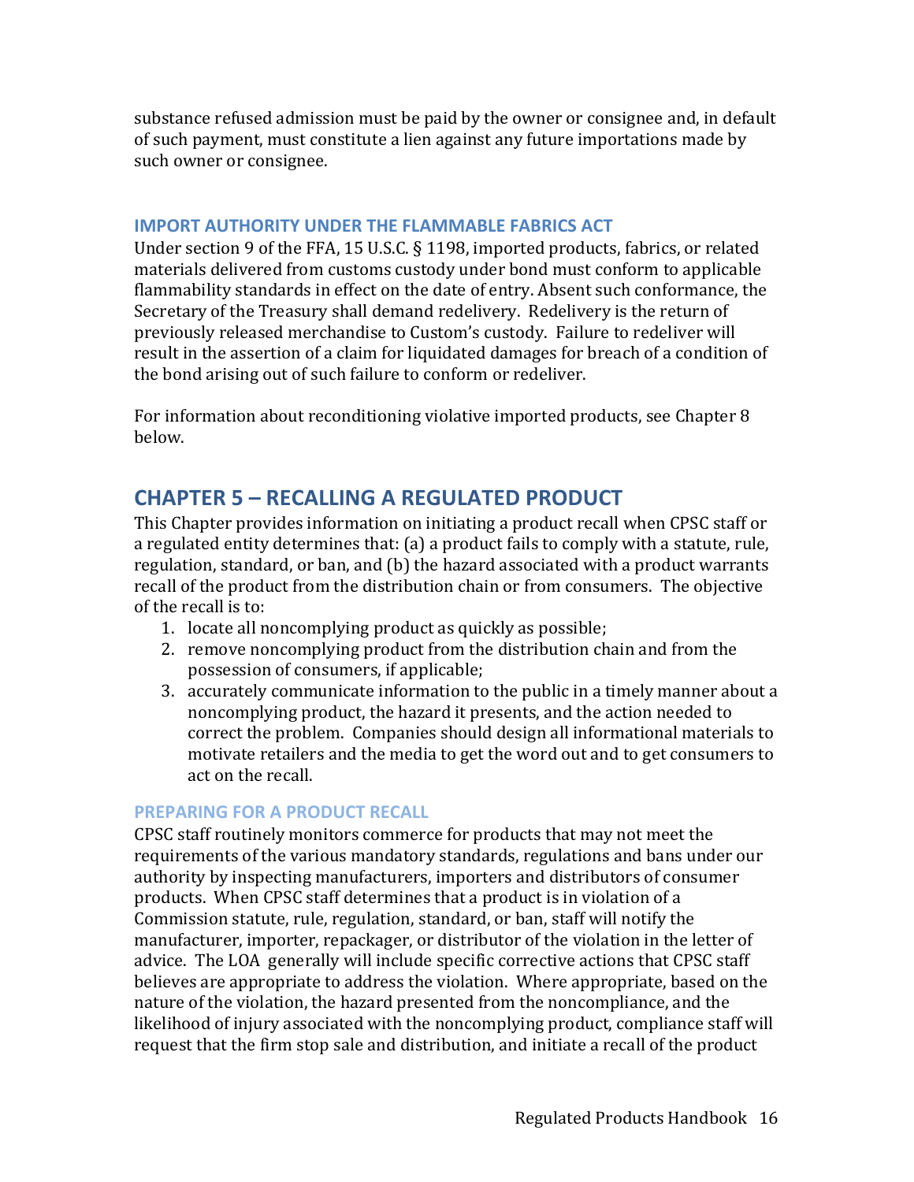substance refused admission must be paid by the owner or consignee and, in default of such payment, must constitute a lien against any future importations made by such owner or consignee.

### IMPORT AUTHORITY UNDER THE FLAMMABLE FABRICS ACT

Under section 9 of the FFA, 15 U.S.C. § 1198, imported products, fabrics, or related materials delivered from customs custody under bond must conform to applicable flammability standards in effect on the date of entry. Absent such conformance, the Secretary of the Treasury shall demand redelivery. Redelivery is the return of previously released merchandise to Custom's custody. Failure to redeliver will result in the assertion of a claim for liquidated damages for breach of a condition of the bond arising out of such failure to conform or redeliver.

For information about reconditioning violative imported products, see Chapter 8 below.

## CHAPTER 5 – RECALLING A REGULATED PRODUCT

This Chapter provides information on initiating a product recall when CPSC staff or a regulated entity determines that: (a) a product fails to comply with a statute, rule, regulation, standard, or ban, and (b) the hazard associated with a product warrants recall of the product from the distribution chain or from consumers. The objective of the recall is to:

1. locate all noncomplying product as quickly as possible;
2. remove noncomplying product from the distribution chain and from the possession of consumers, if applicable;
3. accurately communicate information to the public in a timely manner about a noncomplying product, the hazard it presents, and the action needed to correct the problem. Companies should design all informational materials to motivate retailers and the media to get the word out and to get consumers to act on the recall.

### PREPARING FOR A PRODUCT RECALL

CPSC staff routinely monitors commerce for products that may not meet the requirements of the various mandatory standards, regulations and bans under our authority by inspecting manufacturers, importers and distributors of consumer products. When CPSC staff determines that a product is in violation of a Commission statute, rule, regulation, standard, or ban, staff will notify the manufacturer, importer, repackager, or distributor of the violation in the letter of advice. The LOA generally will include specific corrective actions that CPSC staff believes are appropriate to address the violation. Where appropriate, based on the nature of the violation, the hazard presented from the noncompliance, and the likelihood of injury associated with the noncomplying product, compliance staff will request that the firm stop sale and distribution, and initiate a recall of the product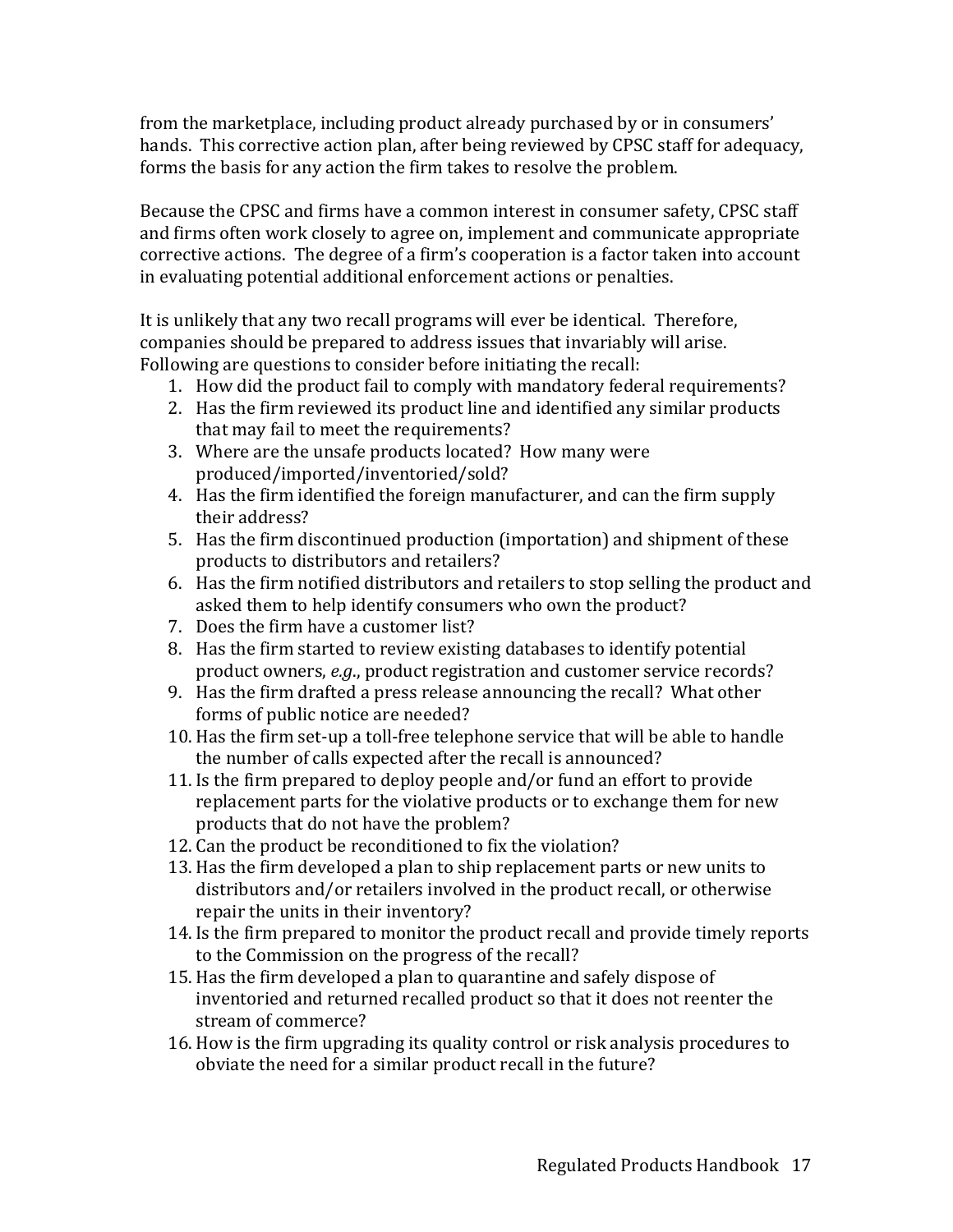from the marketplace, including product already purchased by or in consumers' hands. This corrective action plan, after being reviewed by CPSC staff for adequacy, forms the basis for any action the firm takes to resolve the problem.

Because the CPSC and firms have a common interest in consumer safety, CPSC staff and firms often work closely to agree on, implement and communicate appropriate corrective actions. The degree of a firm's cooperation is a factor taken into account in evaluating potential additional enforcement actions or penalties.

It is unlikely that any two recall programs will ever be identical. Therefore, companies should be prepared to address issues that invariably will arise. Following are questions to consider before initiating the recall:

1. How did the product fail to comply with mandatory federal requirements?
2. Has the firm reviewed its product line and identified any similar products that may fail to meet the requirements?
3. Where are the unsafe products located? How many were produced/imported/inventoried/sold?
4. Has the firm identified the foreign manufacturer, and can the firm supply their address?
5. Has the firm discontinued production (importation) and shipment of these products to distributors and retailers?
6. Has the firm notified distributors and retailers to stop selling the product and asked them to help identify consumers who own the product?
7. Does the firm have a customer list?
8. Has the firm started to review existing databases to identify potential product owners, *e.g*., product registration and customer service records?
9. Has the firm drafted a press release announcing the recall? What other forms of public notice are needed?
10. Has the firm set-up a toll-free telephone service that will be able to handle the number of calls expected after the recall is announced?
11. Is the firm prepared to deploy people and/or fund an effort to provide replacement parts for the violative products or to exchange them for new products that do not have the problem?
12. Can the product be reconditioned to fix the violation?
13. Has the firm developed a plan to ship replacement parts or new units to distributors and/or retailers involved in the product recall, or otherwise repair the units in their inventory?
14. Is the firm prepared to monitor the product recall and provide timely reports to the Commission on the progress of the recall?
15. Has the firm developed a plan to quarantine and safely dispose of inventoried and returned recalled product so that it does not reenter the stream of commerce?
16. How is the firm upgrading its quality control or risk analysis procedures to obviate the need for a similar product recall in the future?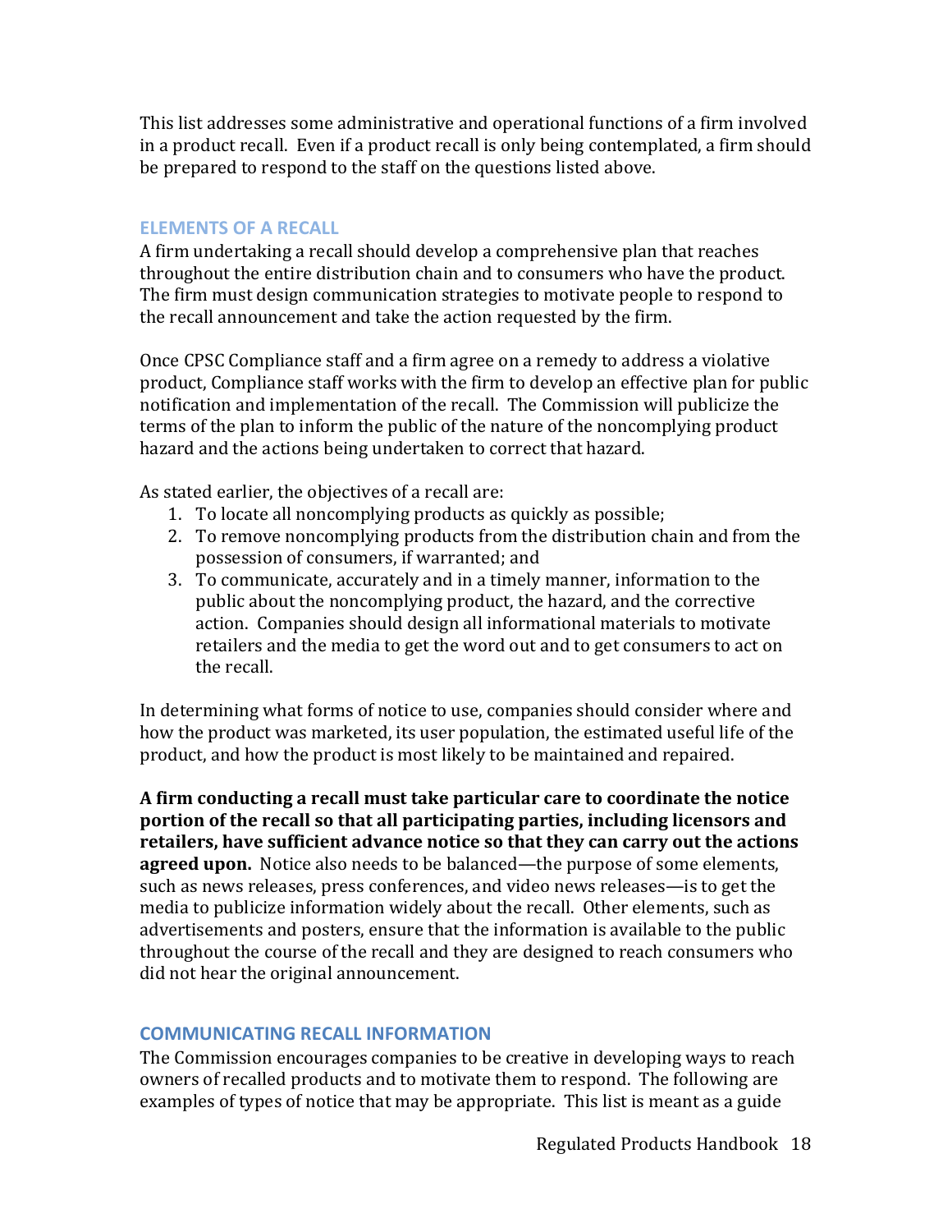This list addresses some administrative and operational functions of a firm involved in a product recall. Even if a product recall is only being contemplated, a firm should be prepared to respond to the staff on the questions listed above.

## ELEMENTS OF A RECALL

A firm undertaking a recall should develop a comprehensive plan that reaches throughout the entire distribution chain and to consumers who have the product. The firm must design communication strategies to motivate people to respond to the recall announcement and take the action requested by the firm.

Once CPSC Compliance staff and a firm agree on a remedy to address a violative product, Compliance staff works with the firm to develop an effective plan for public notification and implementation of the recall. The Commission will publicize the terms of the plan to inform the public of the nature of the noncomplying product hazard and the actions being undertaken to correct that hazard.

As stated earlier, the objectives of a recall are:

1. To locate all noncomplying products as quickly as possible;
2. To remove noncomplying products from the distribution chain and from the possession of consumers, if warranted; and
3. To communicate, accurately and in a timely manner, information to the public about the noncomplying product, the hazard, and the corrective action. Companies should design all informational materials to motivate retailers and the media to get the word out and to get consumers to act on the recall.

In determining what forms of notice to use, companies should consider where and how the product was marketed, its user population, the estimated useful life of the product, and how the product is most likely to be maintained and repaired.

**A firm conducting a recall must take particular care to coordinate the notice portion of the recall so that all participating parties, including licensors and retailers, have sufficient advance notice so that they can carry out the actions agreed upon.** Notice also needs to be balanced—the purpose of some elements, such as news releases, press conferences, and video news releases—is to get the media to publicize information widely about the recall. Other elements, such as advertisements and posters, ensure that the information is available to the public throughout the course of the recall and they are designed to reach consumers who did not hear the original announcement.

## COMMUNICATING RECALL INFORMATION

The Commission encourages companies to be creative in developing ways to reach owners of recalled products and to motivate them to respond. The following are examples of types of notice that may be appropriate. This list is meant as a guide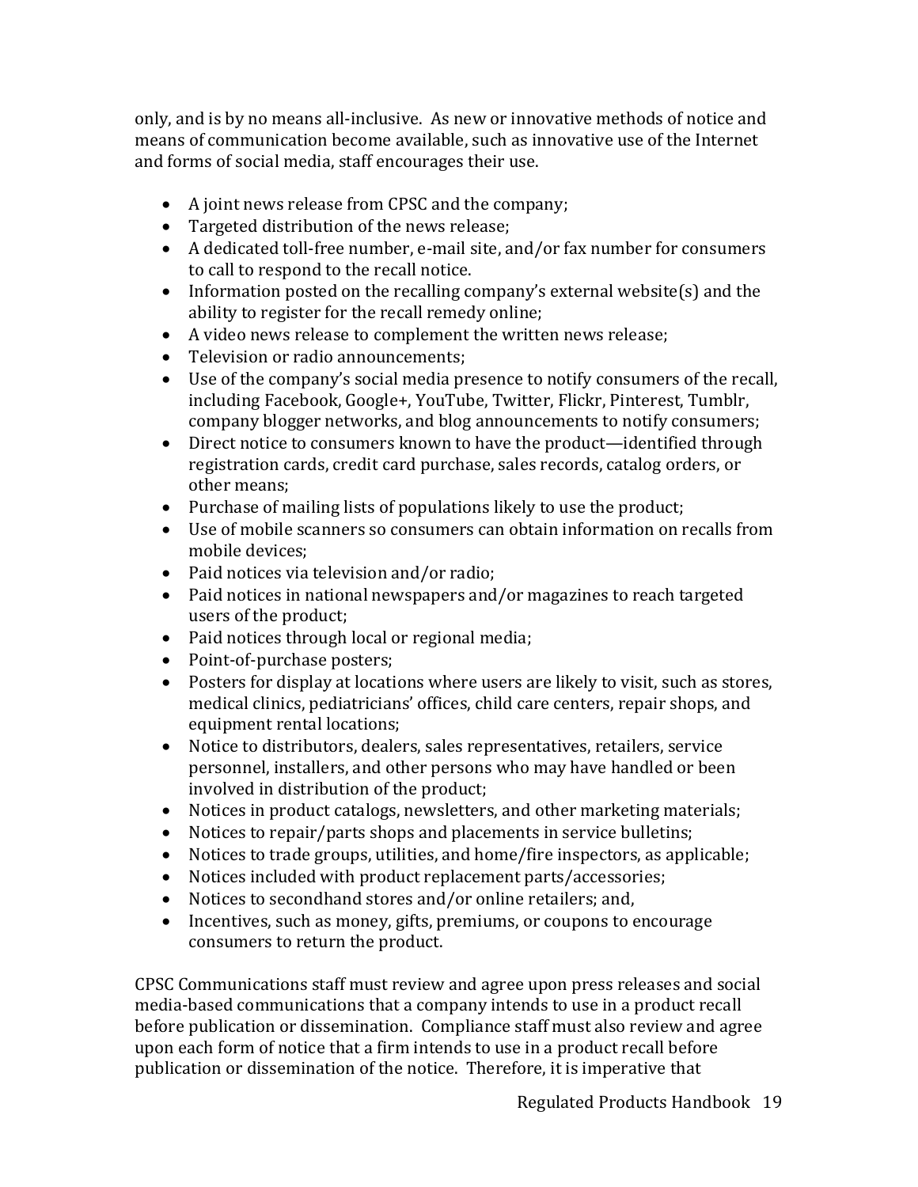only, and is by no means all-inclusive. As new or innovative methods of notice and means of communication become available, such as innovative use of the Internet and forms of social media, staff encourages their use.

- A joint news release from CPSC and the company;
- Targeted distribution of the news release;
- A dedicated toll-free number, e-mail site, and/or fax number for consumers to call to respond to the recall notice.
- Information posted on the recalling company's external website(s) and the ability to register for the recall remedy online;
- A video news release to complement the written news release;
- Television or radio announcements;
- Use of the company's social media presence to notify consumers of the recall, including Facebook, Google+, YouTube, Twitter, Flickr, Pinterest, Tumblr, company blogger networks, and blog announcements to notify consumers;
- Direct notice to consumers known to have the product—identified through registration cards, credit card purchase, sales records, catalog orders, or other means;
- Purchase of mailing lists of populations likely to use the product;
- Use of mobile scanners so consumers can obtain information on recalls from mobile devices;
- Paid notices via television and/or radio;
- Paid notices in national newspapers and/or magazines to reach targeted users of the product;
- Paid notices through local or regional media;
- Point-of-purchase posters;
- Posters for display at locations where users are likely to visit, such as stores, medical clinics, pediatricians' offices, child care centers, repair shops, and equipment rental locations;
- Notice to distributors, dealers, sales representatives, retailers, service personnel, installers, and other persons who may have handled or been involved in distribution of the product;
- Notices in product catalogs, newsletters, and other marketing materials;
- Notices to repair/parts shops and placements in service bulletins;
- Notices to trade groups, utilities, and home/fire inspectors, as applicable;
- Notices included with product replacement parts/accessories;
- Notices to secondhand stores and/or online retailers; and,
- Incentives, such as money, gifts, premiums, or coupons to encourage consumers to return the product.

CPSC Communications staff must review and agree upon press releases and social media-based communications that a company intends to use in a product recall before publication or dissemination. Compliance staff must also review and agree upon each form of notice that a firm intends to use in a product recall before publication or dissemination of the notice. Therefore, it is imperative that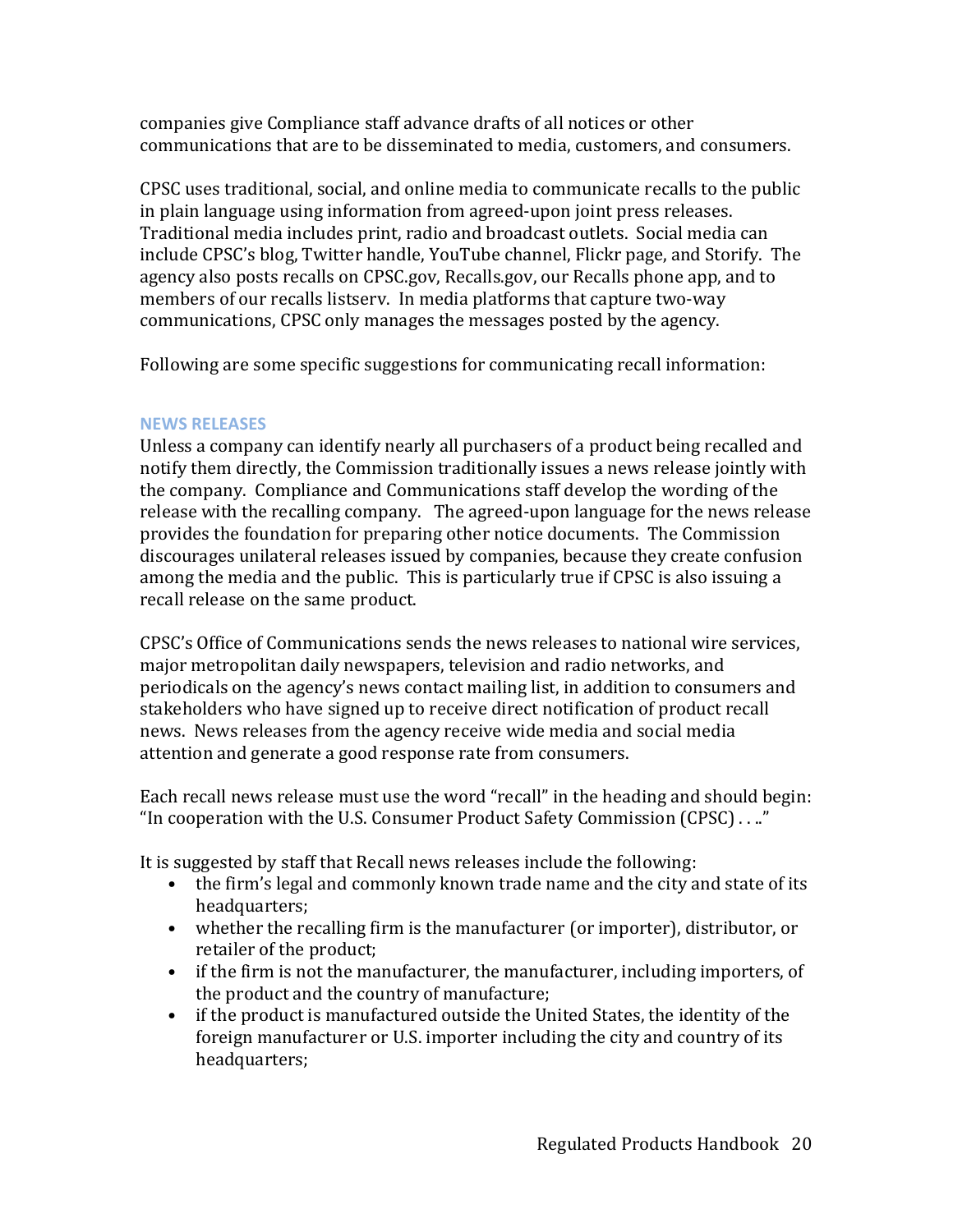companies give Compliance staff advance drafts of all notices or other communications that are to be disseminated to media, customers, and consumers.

CPSC uses traditional, social, and online media to communicate recalls to the public in plain language using information from agreed-upon joint press releases. Traditional media includes print, radio and broadcast outlets. Social media can include CPSC's blog, Twitter handle, YouTube channel, Flickr page, and Storify. The agency also posts recalls on CPSC.gov, Recalls.gov, our Recalls phone app, and to members of our recalls listserv. In media platforms that capture two-way communications, CPSC only manages the messages posted by the agency.

Following are some specific suggestions for communicating recall information:

### NEWS RELEASES

Unless a company can identify nearly all purchasers of a product being recalled and notify them directly, the Commission traditionally issues a news release jointly with the company. Compliance and Communications staff develop the wording of the release with the recalling company. The agreed-upon language for the news release provides the foundation for preparing other notice documents. The Commission discourages unilateral releases issued by companies, because they create confusion among the media and the public. This is particularly true if CPSC is also issuing a recall release on the same product.

CPSC's Office of Communications sends the news releases to national wire services, major metropolitan daily newspapers, television and radio networks, and periodicals on the agency's news contact mailing list, in addition to consumers and stakeholders who have signed up to receive direct notification of product recall news. News releases from the agency receive wide media and social media attention and generate a good response rate from consumers.

Each recall news release must use the word "recall" in the heading and should begin: "In cooperation with the U.S. Consumer Product Safety Commission (CPSC) . . .."

It is suggested by staff that Recall news releases include the following:

- the firm's legal and commonly known trade name and the city and state of its headquarters;
- whether the recalling firm is the manufacturer (or importer), distributor, or retailer of the product;
- if the firm is not the manufacturer, the manufacturer, including importers, of the product and the country of manufacture;
- if the product is manufactured outside the United States, the identity of the foreign manufacturer or U.S. importer including the city and country of its headquarters;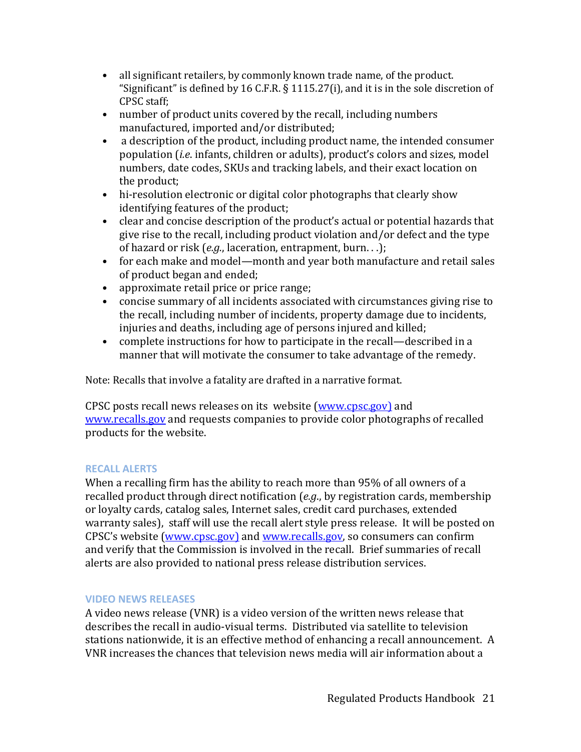- all significant retailers, by commonly known trade name, of the product. "Significant" is defined by 16 C.F.R. § 1115.27(i), and it is in the sole discretion of CPSC staff;
- number of product units covered by the recall, including numbers manufactured, imported and/or distributed;
- a description of the product, including product name, the intended consumer population (*i.e*. infants, children or adults), product's colors and sizes, model numbers, date codes, SKUs and tracking labels, and their exact location on the product;
- hi-resolution electronic or digital color photographs that clearly show identifying features of the product;
- clear and concise description of the product's actual or potential hazards that give rise to the recall, including product violation and/or defect and the type of hazard or risk (*e.g.*, laceration, entrapment, burn. . .);
- for each make and model—month and year both manufacture and retail sales of product began and ended;
- approximate retail price or price range;
- concise summary of all incidents associated with circumstances giving rise to the recall, including number of incidents, property damage due to incidents, injuries and deaths, including age of persons injured and killed;
- complete instructions for how to participate in the recall—described in a manner that will motivate the consumer to take advantage of the remedy.

Note: Recalls that involve a fatality are drafted in a narrative format.

CPSC posts recall news releases on its website (www.cpsc.gov) and www.recalls.gov and requests companies to provide color photographs of recalled products for the website.

### RECALL ALERTS

When a recalling firm has the ability to reach more than 95% of all owners of a recalled product through direct notification (*e.g*., by registration cards, membership or loyalty cards, catalog sales, Internet sales, credit card purchases, extended warranty sales), staff will use the recall alert style press release. It will be posted on CPSC's website (www.cpsc.gov) and www.recalls.gov, so consumers can confirm and verify that the Commission is involved in the recall. Brief summaries of recall alerts are also provided to national press release distribution services.

### VIDEO NEWS RELEASES

A video news release (VNR) is a video version of the written news release that describes the recall in audio-visual terms. Distributed via satellite to television stations nationwide, it is an effective method of enhancing a recall announcement. A VNR increases the chances that television news media will air information about a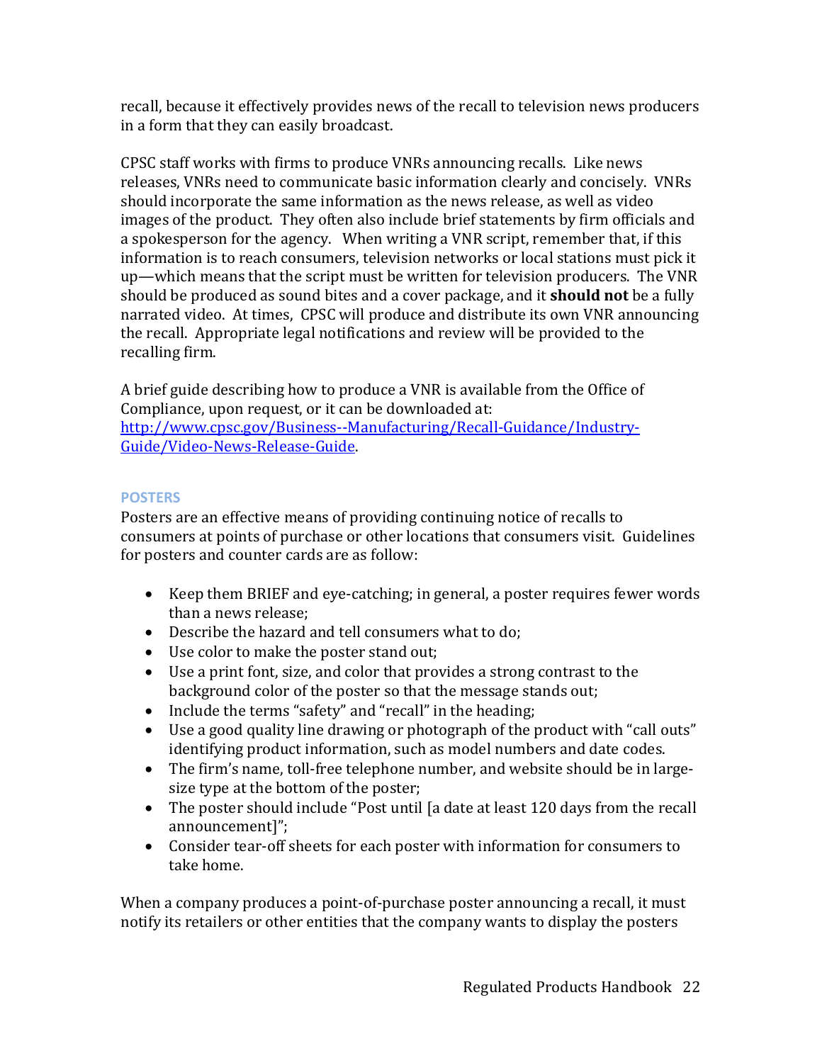recall, because it effectively provides news of the recall to television news producers in a form that they can easily broadcast.

CPSC staff works with firms to produce VNRs announcing recalls. Like news releases, VNRs need to communicate basic information clearly and concisely. VNRs should incorporate the same information as the news release, as well as video images of the product. They often also include brief statements by firm officials and a spokesperson for the agency. When writing a VNR script, remember that, if this information is to reach consumers, television networks or local stations must pick it up—which means that the script must be written for television producers. The VNR should be produced as sound bites and a cover package, and it **should not** be a fully narrated video. At times, CPSC will produce and distribute its own VNR announcing the recall. Appropriate legal notifications and review will be provided to the recalling firm.

A brief guide describing how to produce a VNR is available from the Office of Compliance, upon request, or it can be downloaded at: [http://www.cpsc.gov/Business--Manufacturing/Recall-Guidance/Industry-Guide/Video-News-Release-Guide](http://www.cpsc.gov/Business--Manufacturing/Recall-Guidance/Industry-Guide/Video-News-Release-Guide).

### POSTERS

Posters are an effective means of providing continuing notice of recalls to consumers at points of purchase or other locations that consumers visit. Guidelines for posters and counter cards are as follow:

- Keep them BRIEF and eye-catching; in general, a poster requires fewer words than a news release;
- Describe the hazard and tell consumers what to do;
- Use color to make the poster stand out;
- Use a print font, size, and color that provides a strong contrast to the background color of the poster so that the message stands out;
- Include the terms "safety" and "recall" in the heading;
- Use a good quality line drawing or photograph of the product with "call outs" identifying product information, such as model numbers and date codes.
- The firm's name, toll-free telephone number, and website should be in large-size type at the bottom of the poster;
- The poster should include "Post until [a date at least 120 days from the recall announcement]";
- Consider tear-off sheets for each poster with information for consumers to take home.

When a company produces a point-of-purchase poster announcing a recall, it must notify its retailers or other entities that the company wants to display the posters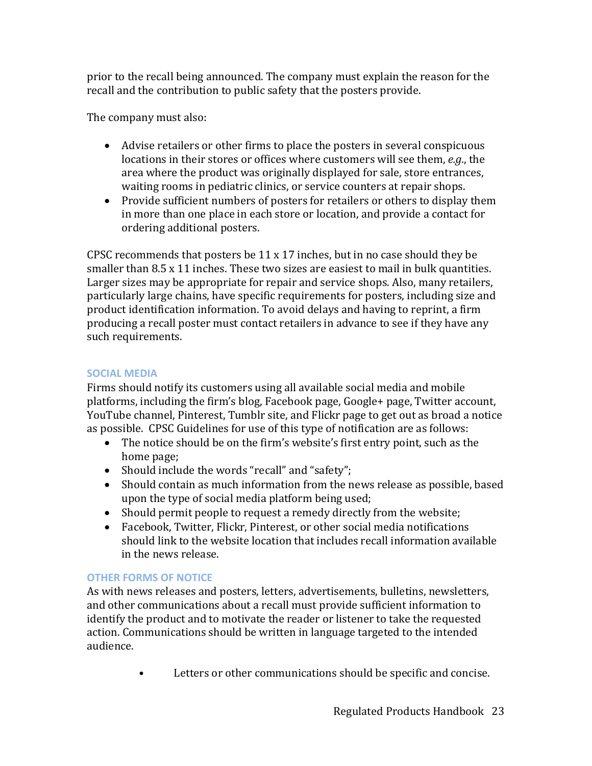prior to the recall being announced. The company must explain the reason for the recall and the contribution to public safety that the posters provide.

The company must also:

- Advise retailers or other firms to place the posters in several conspicuous locations in their stores or offices where customers will see them, *e.g.*, the area where the product was originally displayed for sale, store entrances, waiting rooms in pediatric clinics, or service counters at repair shops.
- Provide sufficient numbers of posters for retailers or others to display them in more than one place in each store or location, and provide a contact for ordering additional posters.

CPSC recommends that posters be 11 x 17 inches, but in no case should they be smaller than 8.5 x 11 inches. These two sizes are easiest to mail in bulk quantities. Larger sizes may be appropriate for repair and service shops. Also, many retailers, particularly large chains, have specific requirements for posters, including size and product identification information. To avoid delays and having to reprint, a firm producing a recall poster must contact retailers in advance to see if they have any such requirements.

### SOCIAL MEDIA

Firms should notify its customers using all available social media and mobile platforms, including the firm's blog, Facebook page, Google+ page, Twitter account, YouTube channel, Pinterest, Tumblr site, and Flickr page to get out as broad a notice as possible. CPSC Guidelines for use of this type of notification are as follows:

- The notice should be on the firm's website's first entry point, such as the home page;
- Should include the words "recall" and "safety";
- Should contain as much information from the news release as possible, based upon the type of social media platform being used;
- Should permit people to request a remedy directly from the website;
- Facebook, Twitter, Flickr, Pinterest, or other social media notifications should link to the website location that includes recall information available in the news release.

### OTHER FORMS OF NOTICE

As with news releases and posters, letters, advertisements, bulletins, newsletters, and other communications about a recall must provide sufficient information to identify the product and to motivate the reader or listener to take the requested action. Communications should be written in language targeted to the intended audience.

- Letters or other communications should be specific and concise.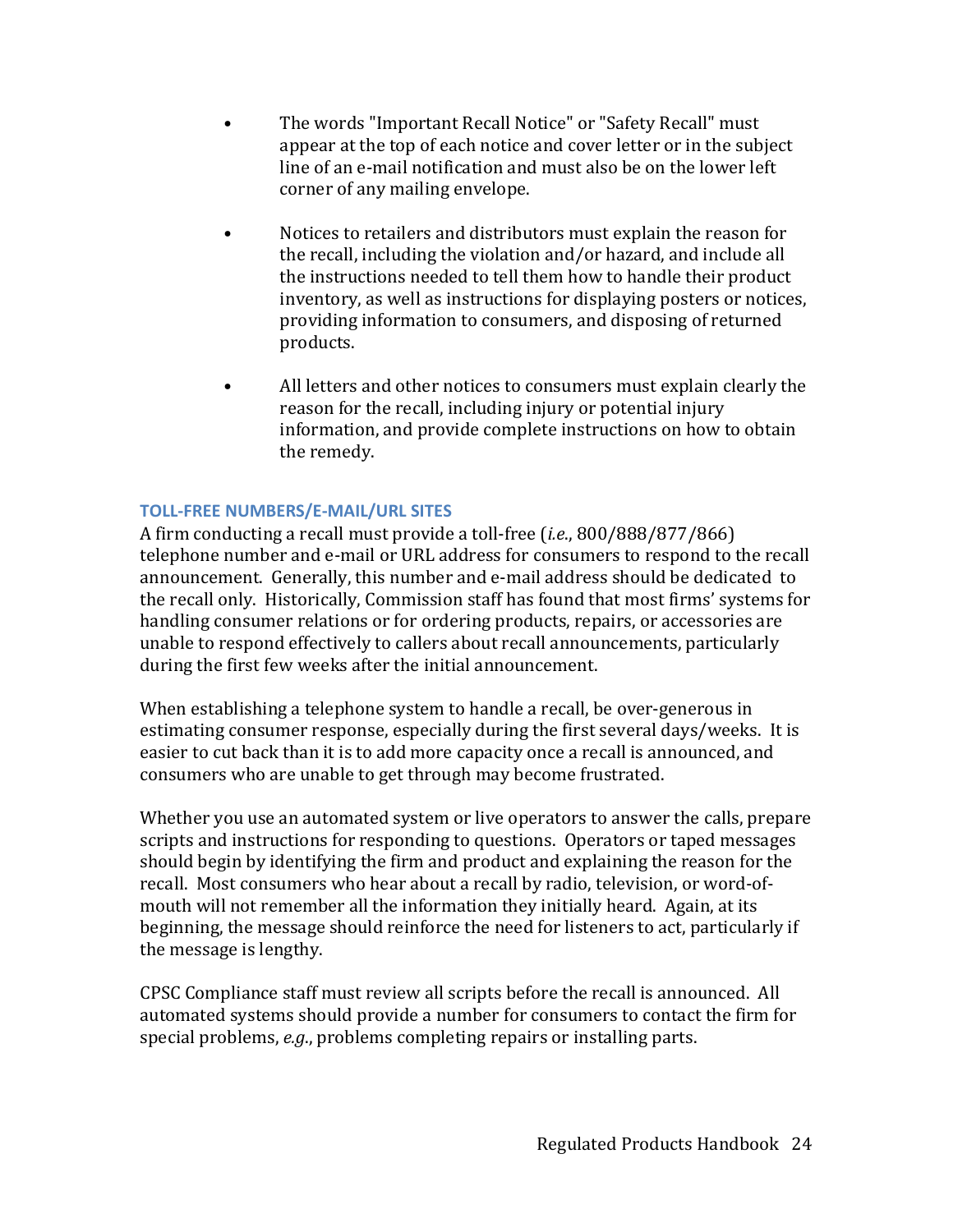- The words "Important Recall Notice" or "Safety Recall" must appear at the top of each notice and cover letter or in the subject line of an e-mail notification and must also be on the lower left corner of any mailing envelope.

- Notices to retailers and distributors must explain the reason for the recall, including the violation and/or hazard, and include all the instructions needed to tell them how to handle their product inventory, as well as instructions for displaying posters or notices, providing information to consumers, and disposing of returned products.

- All letters and other notices to consumers must explain clearly the reason for the recall, including injury or potential injury information, and provide complete instructions on how to obtain the remedy.

### TOLL-FREE NUMBERS/E-MAIL/URL SITES

A firm conducting a recall must provide a toll-free (*i.e.*, 800/888/877/866) telephone number and e-mail or URL address for consumers to respond to the recall announcement. Generally, this number and e-mail address should be dedicated to the recall only. Historically, Commission staff has found that most firms' systems for handling consumer relations or for ordering products, repairs, or accessories are unable to respond effectively to callers about recall announcements, particularly during the first few weeks after the initial announcement.

When establishing a telephone system to handle a recall, be over-generous in estimating consumer response, especially during the first several days/weeks. It is easier to cut back than it is to add more capacity once a recall is announced, and consumers who are unable to get through may become frustrated.

Whether you use an automated system or live operators to answer the calls, prepare scripts and instructions for responding to questions. Operators or taped messages should begin by identifying the firm and product and explaining the reason for the recall. Most consumers who hear about a recall by radio, television, or word-of-mouth will not remember all the information they initially heard. Again, at its beginning, the message should reinforce the need for listeners to act, particularly if the message is lengthy.

CPSC Compliance staff must review all scripts before the recall is announced. All automated systems should provide a number for consumers to contact the firm for special problems, *e.g.*, problems completing repairs or installing parts.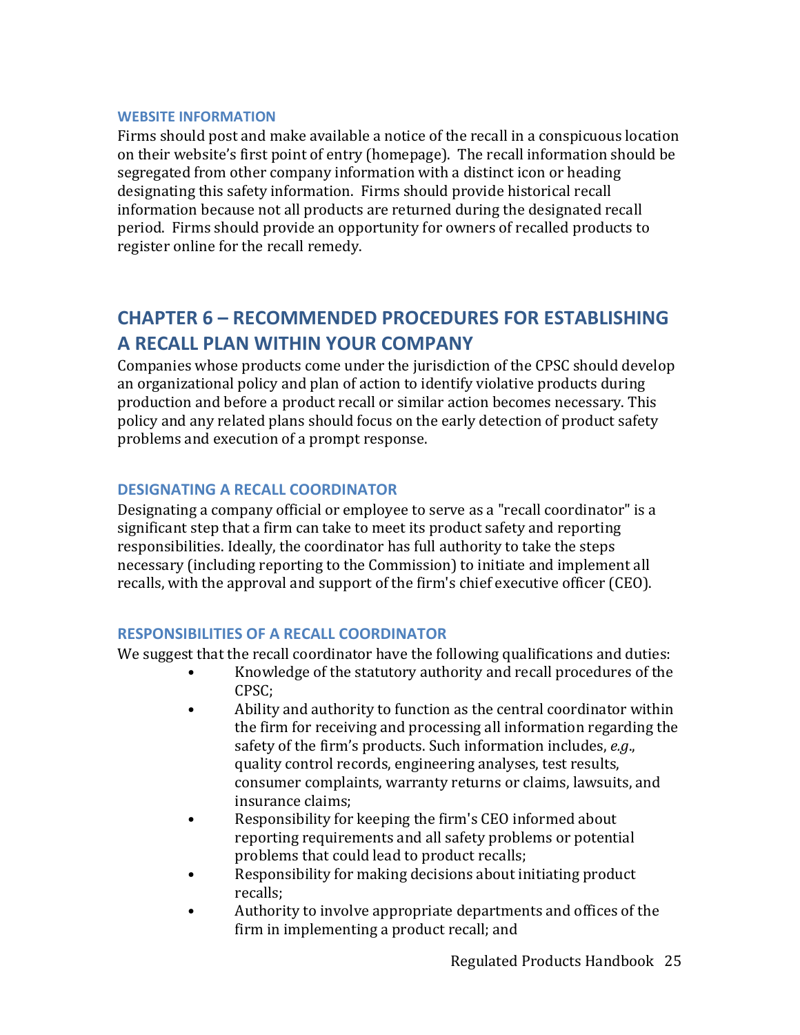### WEBSITE INFORMATION

Firms should post and make available a notice of the recall in a conspicuous location on their website's first point of entry (homepage). The recall information should be segregated from other company information with a distinct icon or heading designating this safety information. Firms should provide historical recall information because not all products are returned during the designated recall period. Firms should provide an opportunity for owners of recalled products to register online for the recall remedy.

## CHAPTER 6 – RECOMMENDED PROCEDURES FOR ESTABLISHING A RECALL PLAN WITHIN YOUR COMPANY

Companies whose products come under the jurisdiction of the CPSC should develop an organizational policy and plan of action to identify violative products during production and before a product recall or similar action becomes necessary. This policy and any related plans should focus on the early detection of product safety problems and execution of a prompt response.

### DESIGNATING A RECALL COORDINATOR

Designating a company official or employee to serve as a "recall coordinator" is a significant step that a firm can take to meet its product safety and reporting responsibilities. Ideally, the coordinator has full authority to take the steps necessary (including reporting to the Commission) to initiate and implement all recalls, with the approval and support of the firm's chief executive officer (CEO).

### RESPONSIBILITIES OF A RECALL COORDINATOR

We suggest that the recall coordinator have the following qualifications and duties:

- Knowledge of the statutory authority and recall procedures of the CPSC;
- Ability and authority to function as the central coordinator within the firm for receiving and processing all information regarding the safety of the firm's products. Such information includes, *e.g.*, quality control records, engineering analyses, test results, consumer complaints, warranty returns or claims, lawsuits, and insurance claims;
- Responsibility for keeping the firm's CEO informed about reporting requirements and all safety problems or potential problems that could lead to product recalls;
- Responsibility for making decisions about initiating product recalls;
- Authority to involve appropriate departments and offices of the firm in implementing a product recall; and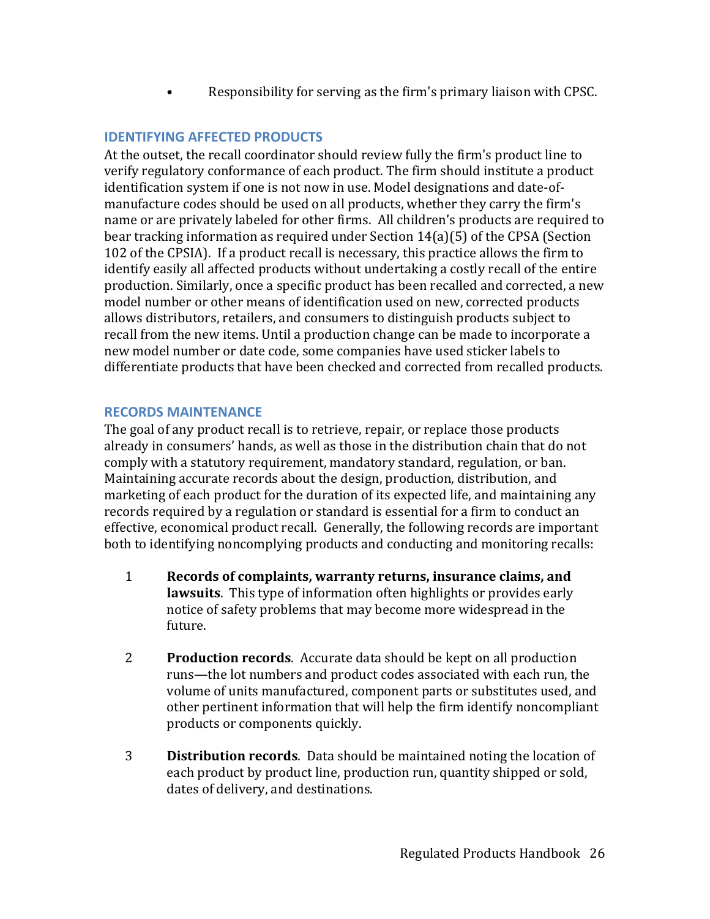- Responsibility for serving as the firm's primary liaison with CPSC.

## IDENTIFYING AFFECTED PRODUCTS

At the outset, the recall coordinator should review fully the firm's product line to verify regulatory conformance of each product. The firm should institute a product identification system if one is not now in use. Model designations and date-of-manufacture codes should be used on all products, whether they carry the firm's name or are privately labeled for other firms. All children's products are required to bear tracking information as required under Section 14(a)(5) of the CPSA (Section 102 of the CPSIA). If a product recall is necessary, this practice allows the firm to identify easily all affected products without undertaking a costly recall of the entire production. Similarly, once a specific product has been recalled and corrected, a new model number or other means of identification used on new, corrected products allows distributors, retailers, and consumers to distinguish products subject to recall from the new items. Until a production change can be made to incorporate a new model number or date code, some companies have used sticker labels to differentiate products that have been checked and corrected from recalled products.

## RECORDS MAINTENANCE

The goal of any product recall is to retrieve, repair, or replace those products already in consumers' hands, as well as those in the distribution chain that do not comply with a statutory requirement, mandatory standard, regulation, or ban. Maintaining accurate records about the design, production, distribution, and marketing of each product for the duration of its expected life, and maintaining any records required by a regulation or standard is essential for a firm to conduct an effective, economical product recall. Generally, the following records are important both to identifying noncomplying products and conducting and monitoring recalls:

1. **Records of complaints, warranty returns, insurance claims, and lawsuits**. This type of information often highlights or provides early notice of safety problems that may become more widespread in the future.

2. **Production records**. Accurate data should be kept on all production runs—the lot numbers and product codes associated with each run, the volume of units manufactured, component parts or substitutes used, and other pertinent information that will help the firm identify noncompliant products or components quickly.

3. **Distribution records**. Data should be maintained noting the location of each product by product line, production run, quantity shipped or sold, dates of delivery, and destinations.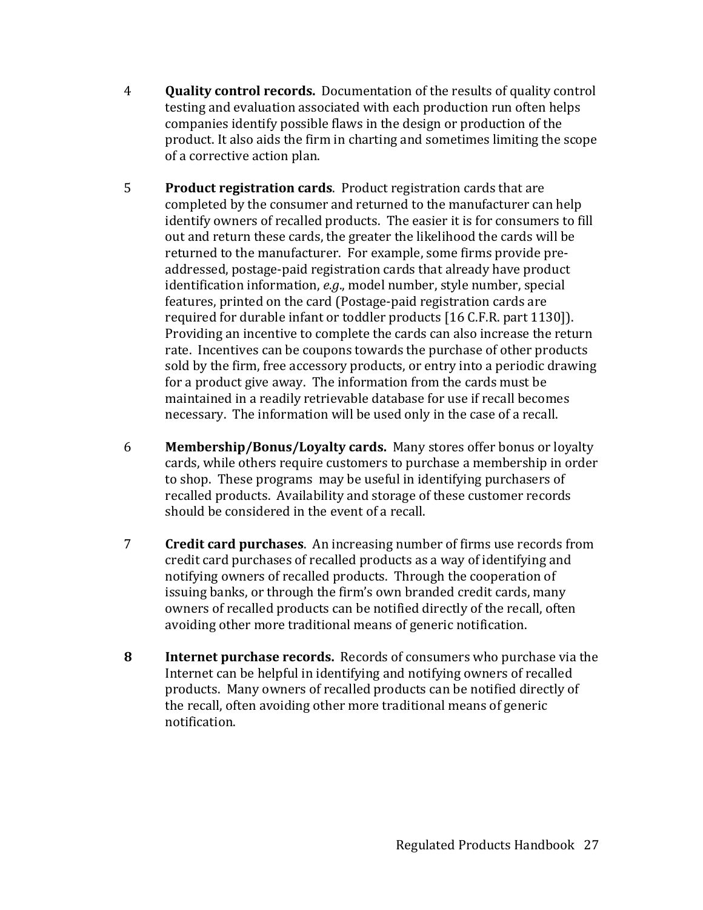4 **Quality control records.** Documentation of the results of quality control testing and evaluation associated with each production run often helps companies identify possible flaws in the design or production of the product. It also aids the firm in charting and sometimes limiting the scope of a corrective action plan.

5 **Product registration cards**. Product registration cards that are completed by the consumer and returned to the manufacturer can help identify owners of recalled products. The easier it is for consumers to fill out and return these cards, the greater the likelihood the cards will be returned to the manufacturer. For example, some firms provide pre-addressed, postage-paid registration cards that already have product identification information, *e.g*., model number, style number, special features, printed on the card (Postage-paid registration cards are required for durable infant or toddler products [16 C.F.R. part 1130]). Providing an incentive to complete the cards can also increase the return rate. Incentives can be coupons towards the purchase of other products sold by the firm, free accessory products, or entry into a periodic drawing for a product give away. The information from the cards must be maintained in a readily retrievable database for use if recall becomes necessary. The information will be used only in the case of a recall.

6 **Membership/Bonus/Loyalty cards.** Many stores offer bonus or loyalty cards, while others require customers to purchase a membership in order to shop. These programs may be useful in identifying purchasers of recalled products. Availability and storage of these customer records should be considered in the event of a recall.

7 **Credit card purchases**. An increasing number of firms use records from credit card purchases of recalled products as a way of identifying and notifying owners of recalled products. Through the cooperation of issuing banks, or through the firm's own branded credit cards, many owners of recalled products can be notified directly of the recall, often avoiding other more traditional means of generic notification.

**8** **Internet purchase records.** Records of consumers who purchase via the Internet can be helpful in identifying and notifying owners of recalled products. Many owners of recalled products can be notified directly of the recall, often avoiding other more traditional means of generic notification.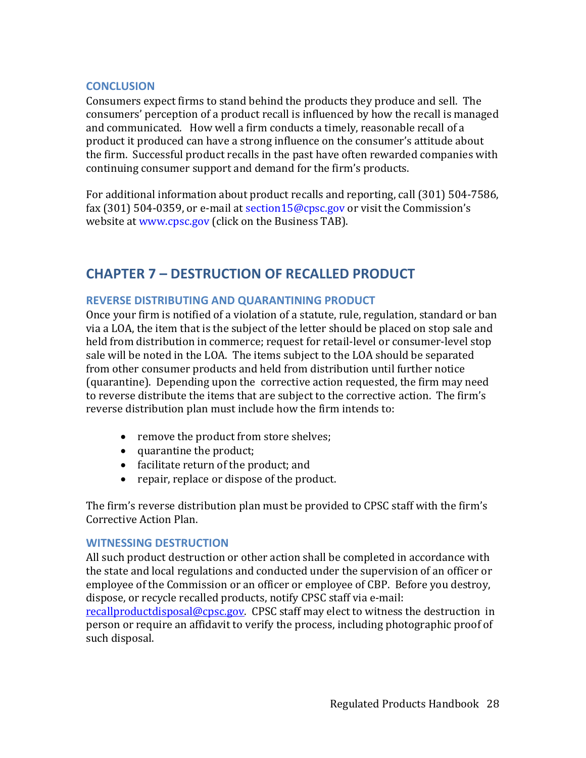### CONCLUSION

Consumers expect firms to stand behind the products they produce and sell. The consumers' perception of a product recall is influenced by how the recall is managed and communicated. How well a firm conducts a timely, reasonable recall of a product it produced can have a strong influence on the consumer's attitude about the firm. Successful product recalls in the past have often rewarded companies with continuing consumer support and demand for the firm's products.

For additional information about product recalls and reporting, call (301) 504-7586, fax (301) 504-0359, or e-mail at section15@cpsc.gov or visit the Commission's website at www.cpsc.gov (click on the Business TAB).

## CHAPTER 7 – DESTRUCTION OF RECALLED PRODUCT

### REVERSE DISTRIBUTING AND QUARANTINING PRODUCT

Once your firm is notified of a violation of a statute, rule, regulation, standard or ban via a LOA, the item that is the subject of the letter should be placed on stop sale and held from distribution in commerce; request for retail-level or consumer-level stop sale will be noted in the LOA. The items subject to the LOA should be separated from other consumer products and held from distribution until further notice (quarantine). Depending upon the corrective action requested, the firm may need to reverse distribute the items that are subject to the corrective action. The firm's reverse distribution plan must include how the firm intends to:

- remove the product from store shelves;
- quarantine the product;
- facilitate return of the product; and
- repair, replace or dispose of the product.

The firm's reverse distribution plan must be provided to CPSC staff with the firm's Corrective Action Plan.

### WITNESSING DESTRUCTION

All such product destruction or other action shall be completed in accordance with the state and local regulations and conducted under the supervision of an officer or employee of the Commission or an officer or employee of CBP. Before you destroy, dispose, or recycle recalled products, notify CPSC staff via e-mail: recallproductdisposal@cpsc.gov. CPSC staff may elect to witness the destruction in person or require an affidavit to verify the process, including photographic proof of such disposal.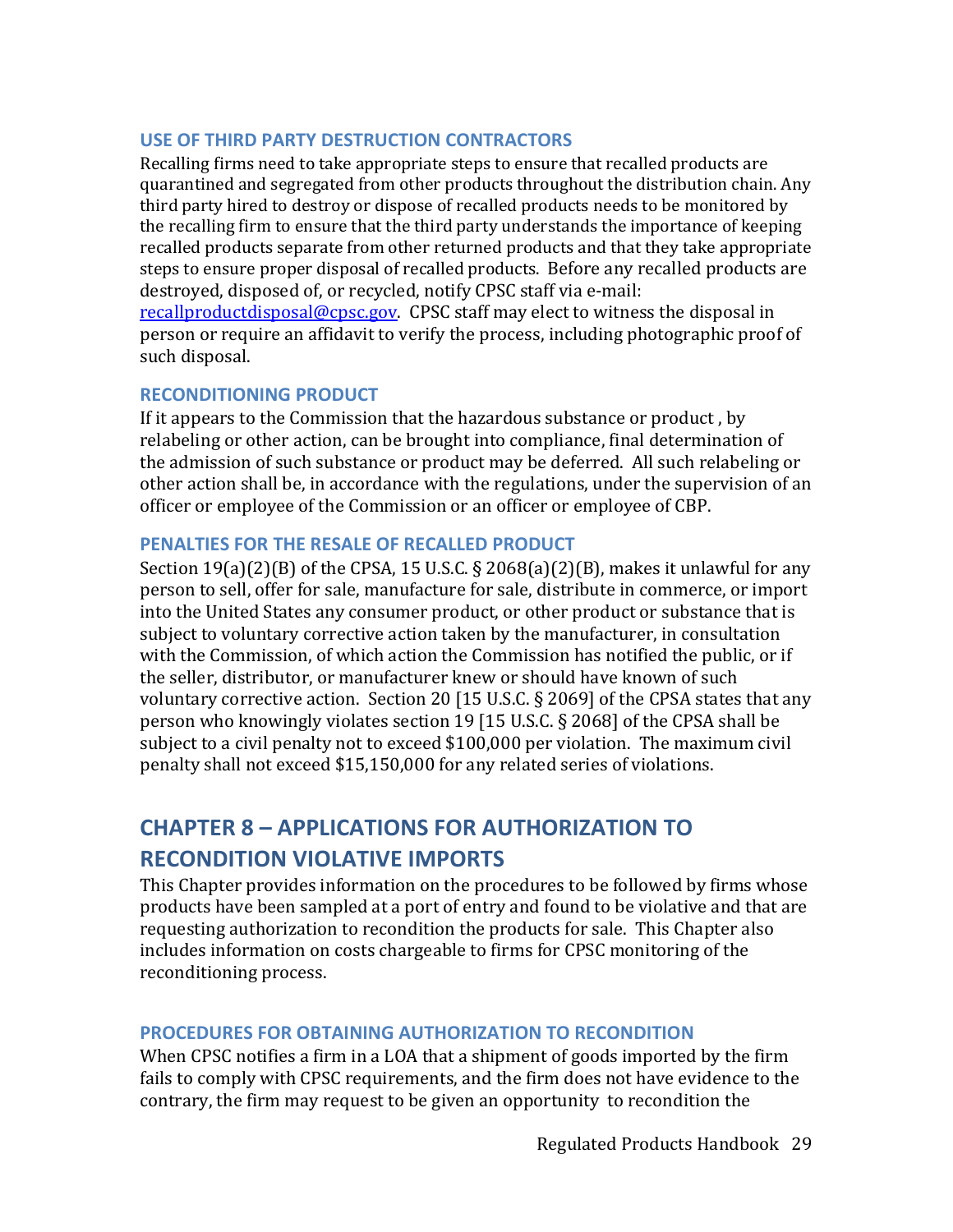### USE OF THIRD PARTY DESTRUCTION CONTRACTORS

Recalling firms need to take appropriate steps to ensure that recalled products are quarantined and segregated from other products throughout the distribution chain. Any third party hired to destroy or dispose of recalled products needs to be monitored by the recalling firm to ensure that the third party understands the importance of keeping recalled products separate from other returned products and that they take appropriate steps to ensure proper disposal of recalled products. Before any recalled products are destroyed, disposed of, or recycled, notify CPSC staff via e-mail: recallproductdisposal@cpsc.gov. CPSC staff may elect to witness the disposal in person or require an affidavit to verify the process, including photographic proof of such disposal.

### RECONDITIONING PRODUCT

If it appears to the Commission that the hazardous substance or product , by relabeling or other action, can be brought into compliance, final determination of the admission of such substance or product may be deferred. All such relabeling or other action shall be, in accordance with the regulations, under the supervision of an officer or employee of the Commission or an officer or employee of CBP.

### PENALTIES FOR THE RESALE OF RECALLED PRODUCT

Section 19(a)(2)(B) of the CPSA, 15 U.S.C. § 2068(a)(2)(B), makes it unlawful for any person to sell, offer for sale, manufacture for sale, distribute in commerce, or import into the United States any consumer product, or other product or substance that is subject to voluntary corrective action taken by the manufacturer, in consultation with the Commission, of which action the Commission has notified the public, or if the seller, distributor, or manufacturer knew or should have known of such voluntary corrective action. Section 20 [15 U.S.C. § 2069] of the CPSA states that any person who knowingly violates section 19 [15 U.S.C. § 2068] of the CPSA shall be subject to a civil penalty not to exceed $100,000 per violation. The maximum civil penalty shall not exceed $15,150,000 for any related series of violations.

## CHAPTER 8 – APPLICATIONS FOR AUTHORIZATION TO RECONDITION VIOLATIVE IMPORTS

This Chapter provides information on the procedures to be followed by firms whose products have been sampled at a port of entry and found to be violative and that are requesting authorization to recondition the products for sale. This Chapter also includes information on costs chargeable to firms for CPSC monitoring of the reconditioning process.

### PROCEDURES FOR OBTAINING AUTHORIZATION TO RECONDITION

When CPSC notifies a firm in a LOA that a shipment of goods imported by the firm fails to comply with CPSC requirements, and the firm does not have evidence to the contrary, the firm may request to be given an opportunity to recondition the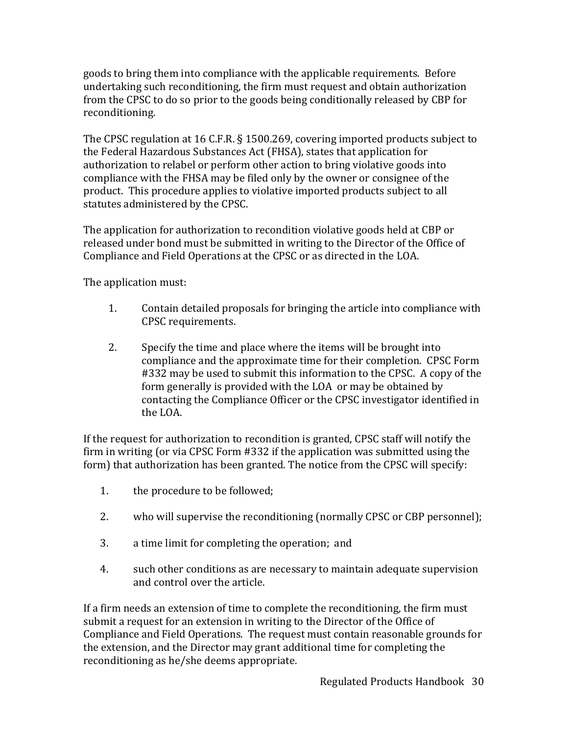goods to bring them into compliance with the applicable requirements. Before undertaking such reconditioning, the firm must request and obtain authorization from the CPSC to do so prior to the goods being conditionally released by CBP for reconditioning.

The CPSC regulation at 16 C.F.R. § 1500.269, covering imported products subject to the Federal Hazardous Substances Act (FHSA), states that application for authorization to relabel or perform other action to bring violative goods into compliance with the FHSA may be filed only by the owner or consignee of the product. This procedure applies to violative imported products subject to all statutes administered by the CPSC.

The application for authorization to recondition violative goods held at CBP or released under bond must be submitted in writing to the Director of the Office of Compliance and Field Operations at the CPSC or as directed in the LOA.

The application must:

1. Contain detailed proposals for bringing the article into compliance with CPSC requirements.

2. Specify the time and place where the items will be brought into compliance and the approximate time for their completion. CPSC Form #332 may be used to submit this information to the CPSC. A copy of the form generally is provided with the LOA or may be obtained by contacting the Compliance Officer or the CPSC investigator identified in the LOA.

If the request for authorization to recondition is granted, CPSC staff will notify the firm in writing (or via CPSC Form #332 if the application was submitted using the form) that authorization has been granted. The notice from the CPSC will specify:

1. the procedure to be followed;

2. who will supervise the reconditioning (normally CPSC or CBP personnel);

3. a time limit for completing the operation; and

4. such other conditions as are necessary to maintain adequate supervision and control over the article.

If a firm needs an extension of time to complete the reconditioning, the firm must submit a request for an extension in writing to the Director of the Office of Compliance and Field Operations. The request must contain reasonable grounds for the extension, and the Director may grant additional time for completing the reconditioning as he/she deems appropriate.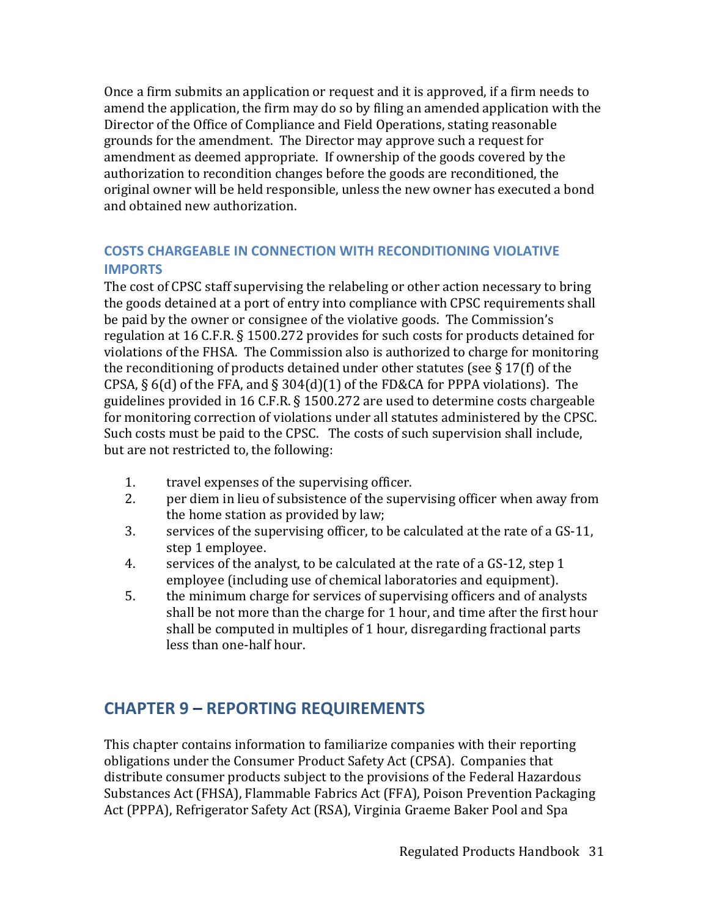Once a firm submits an application or request and it is approved, if a firm needs to amend the application, the firm may do so by filing an amended application with the Director of the Office of Compliance and Field Operations, stating reasonable grounds for the amendment. The Director may approve such a request for amendment as deemed appropriate. If ownership of the goods covered by the authorization to recondition changes before the goods are reconditioned, the original owner will be held responsible, unless the new owner has executed a bond and obtained new authorization.

### COSTS CHARGEABLE IN CONNECTION WITH RECONDITIONING VIOLATIVE IMPORTS

The cost of CPSC staff supervising the relabeling or other action necessary to bring the goods detained at a port of entry into compliance with CPSC requirements shall be paid by the owner or consignee of the violative goods. The Commission's regulation at 16 C.F.R. § 1500.272 provides for such costs for products detained for violations of the FHSA. The Commission also is authorized to charge for monitoring the reconditioning of products detained under other statutes (see § 17(f) of the CPSA, § 6(d) of the FFA, and § 304(d)(1) of the FD&CA for PPPA violations). The guidelines provided in 16 C.F.R. § 1500.272 are used to determine costs chargeable for monitoring correction of violations under all statutes administered by the CPSC. Such costs must be paid to the CPSC. The costs of such supervision shall include, but are not restricted to, the following:

1. travel expenses of the supervising officer.
2. per diem in lieu of subsistence of the supervising officer when away from the home station as provided by law;
3. services of the supervising officer, to be calculated at the rate of a GS-11, step 1 employee.
4. services of the analyst, to be calculated at the rate of a GS-12, step 1 employee (including use of chemical laboratories and equipment).
5. the minimum charge for services of supervising officers and of analysts shall be not more than the charge for 1 hour, and time after the first hour shall be computed in multiples of 1 hour, disregarding fractional parts less than one-half hour.

## CHAPTER 9 – REPORTING REQUIREMENTS

This chapter contains information to familiarize companies with their reporting obligations under the Consumer Product Safety Act (CPSA). Companies that distribute consumer products subject to the provisions of the Federal Hazardous Substances Act (FHSA), Flammable Fabrics Act (FFA), Poison Prevention Packaging Act (PPPA), Refrigerator Safety Act (RSA), Virginia Graeme Baker Pool and Spa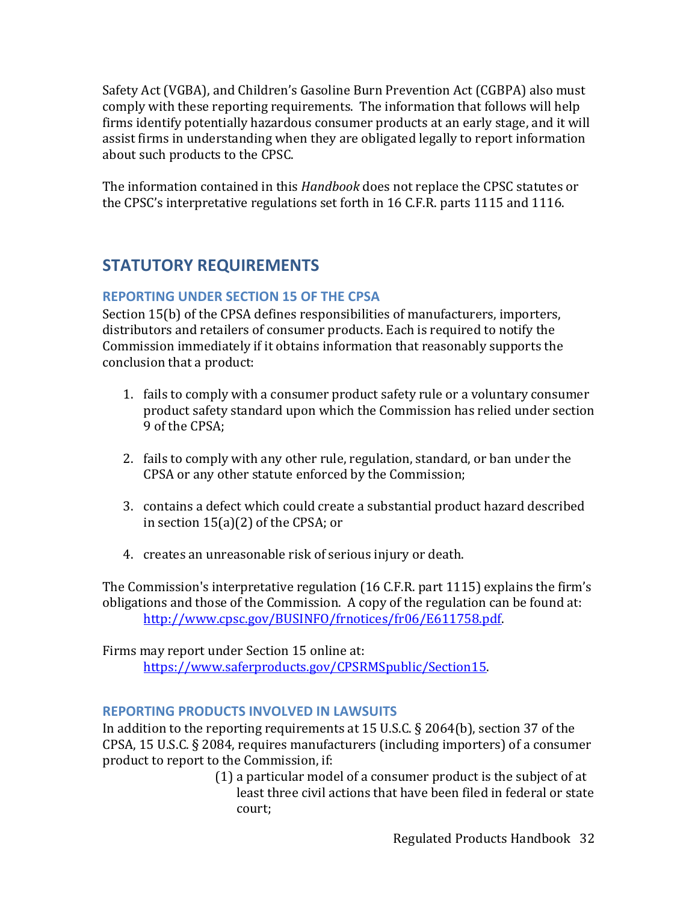Safety Act (VGBA), and Children's Gasoline Burn Prevention Act (CGBPA) also must comply with these reporting requirements. The information that follows will help firms identify potentially hazardous consumer products at an early stage, and it will assist firms in understanding when they are obligated legally to report information about such products to the CPSC.

The information contained in this *Handbook* does not replace the CPSC statutes or the CPSC's interpretative regulations set forth in 16 C.F.R. parts 1115 and 1116.

## STATUTORY REQUIREMENTS

### REPORTING UNDER SECTION 15 OF THE CPSA

Section 15(b) of the CPSA defines responsibilities of manufacturers, importers, distributors and retailers of consumer products. Each is required to notify the Commission immediately if it obtains information that reasonably supports the conclusion that a product:

1. fails to comply with a consumer product safety rule or a voluntary consumer product safety standard upon which the Commission has relied under section 9 of the CPSA;

2. fails to comply with any other rule, regulation, standard, or ban under the CPSA or any other statute enforced by the Commission;

3. contains a defect which could create a substantial product hazard described in section 15(a)(2) of the CPSA; or

4. creates an unreasonable risk of serious injury or death.

The Commission's interpretative regulation (16 C.F.R. part 1115) explains the firm's obligations and those of the Commission. A copy of the regulation can be found at:
[http://www.cpsc.gov/BUSINFO/frnotices/fr06/E611758.pdf](http://www.cpsc.gov/BUSINFO/frnotices/fr06/E611758.pdf).

Firms may report under Section 15 online at:
[https://www.saferproducts.gov/CPSRMSpublic/Section15](https://www.saferproducts.gov/CPSRMSpublic/Section15).

### REPORTING PRODUCTS INVOLVED IN LAWSUITS

In addition to the reporting requirements at 15 U.S.C. § 2064(b), section 37 of the CPSA, 15 U.S.C. § 2084, requires manufacturers (including importers) of a consumer product to report to the Commission, if:

(1) a particular model of a consumer product is the subject of at least three civil actions that have been filed in federal or state court;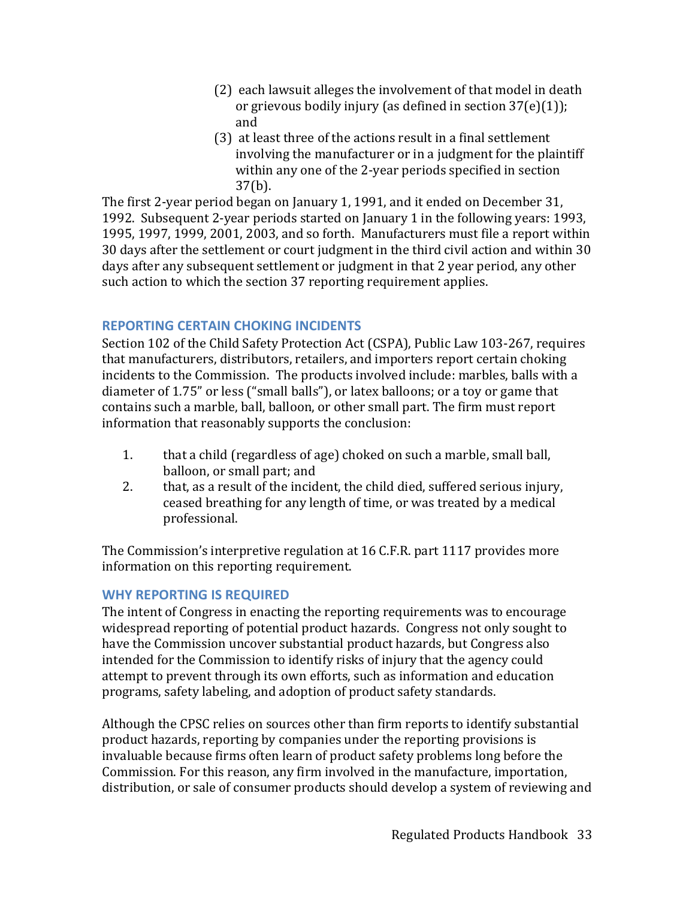(2) each lawsuit alleges the involvement of that model in death or grievous bodily injury (as defined in section 37(e)(1)); and

(3) at least three of the actions result in a final settlement involving the manufacturer or in a judgment for the plaintiff within any one of the 2-year periods specified in section 37(b).

The first 2-year period began on January 1, 1991, and it ended on December 31, 1992. Subsequent 2-year periods started on January 1 in the following years: 1993, 1995, 1997, 1999, 2001, 2003, and so forth. Manufacturers must file a report within 30 days after the settlement or court judgment in the third civil action and within 30 days after any subsequent settlement or judgment in that 2 year period, any other such action to which the section 37 reporting requirement applies.

## REPORTING CERTAIN CHOKING INCIDENTS

Section 102 of the Child Safety Protection Act (CSPA), Public Law 103-267, requires that manufacturers, distributors, retailers, and importers report certain choking incidents to the Commission. The products involved include: marbles, balls with a diameter of 1.75" or less ("small balls"), or latex balloons; or a toy or game that contains such a marble, ball, balloon, or other small part. The firm must report information that reasonably supports the conclusion:

1. that a child (regardless of age) choked on such a marble, small ball, balloon, or small part; and
2. that, as a result of the incident, the child died, suffered serious injury, ceased breathing for any length of time, or was treated by a medical professional.

The Commission's interpretive regulation at 16 C.F.R. part 1117 provides more information on this reporting requirement.

## WHY REPORTING IS REQUIRED

The intent of Congress in enacting the reporting requirements was to encourage widespread reporting of potential product hazards. Congress not only sought to have the Commission uncover substantial product hazards, but Congress also intended for the Commission to identify risks of injury that the agency could attempt to prevent through its own efforts, such as information and education programs, safety labeling, and adoption of product safety standards.

Although the CPSC relies on sources other than firm reports to identify substantial product hazards, reporting by companies under the reporting provisions is invaluable because firms often learn of product safety problems long before the Commission. For this reason, any firm involved in the manufacture, importation, distribution, or sale of consumer products should develop a system of reviewing and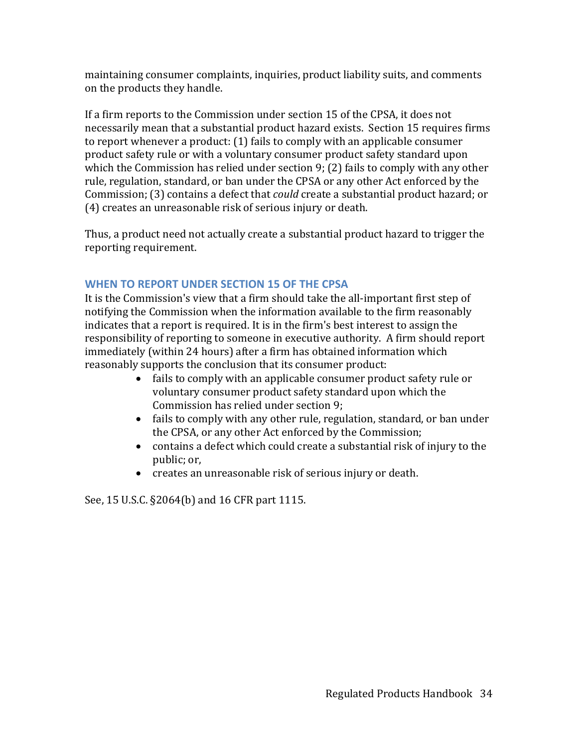maintaining consumer complaints, inquiries, product liability suits, and comments on the products they handle.

If a firm reports to the Commission under section 15 of the CPSA, it does not necessarily mean that a substantial product hazard exists. Section 15 requires firms to report whenever a product: (1) fails to comply with an applicable consumer product safety rule or with a voluntary consumer product safety standard upon which the Commission has relied under section 9; (2) fails to comply with any other rule, regulation, standard, or ban under the CPSA or any other Act enforced by the Commission; (3) contains a defect that *could* create a substantial product hazard; or (4) creates an unreasonable risk of serious injury or death.

Thus, a product need not actually create a substantial product hazard to trigger the reporting requirement.

## WHEN TO REPORT UNDER SECTION 15 OF THE CPSA

It is the Commission's view that a firm should take the all-important first step of notifying the Commission when the information available to the firm reasonably indicates that a report is required. It is in the firm's best interest to assign the responsibility of reporting to someone in executive authority. A firm should report immediately (within 24 hours) after a firm has obtained information which reasonably supports the conclusion that its consumer product:

- fails to comply with an applicable consumer product safety rule or voluntary consumer product safety standard upon which the Commission has relied under section 9;
- fails to comply with any other rule, regulation, standard, or ban under the CPSA, or any other Act enforced by the Commission;
- contains a defect which could create a substantial risk of injury to the public; or,
- creates an unreasonable risk of serious injury or death.

See, 15 U.S.C. §2064(b) and 16 CFR part 1115.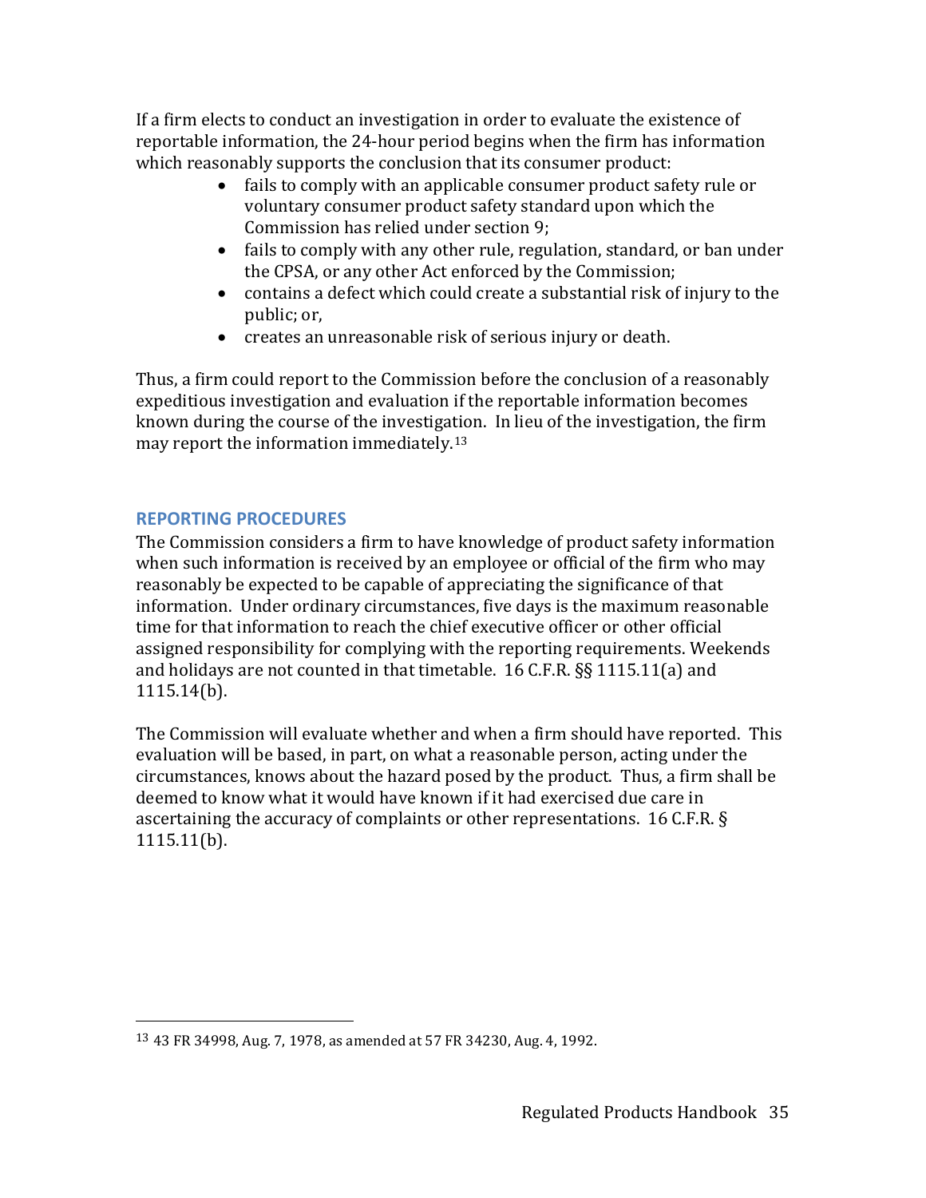If a firm elects to conduct an investigation in order to evaluate the existence of reportable information, the 24-hour period begins when the firm has information which reasonably supports the conclusion that its consumer product:

- fails to comply with an applicable consumer product safety rule or voluntary consumer product safety standard upon which the Commission has relied under section 9;
- fails to comply with any other rule, regulation, standard, or ban under the CPSA, or any other Act enforced by the Commission;
- contains a defect which could create a substantial risk of injury to the public; or,
- creates an unreasonable risk of serious injury or death.

Thus, a firm could report to the Commission before the conclusion of a reasonably expeditious investigation and evaluation if the reportable information becomes known during the course of the investigation. In lieu of the investigation, the firm may report the information immediately.[13]

## REPORTING PROCEDURES

The Commission considers a firm to have knowledge of product safety information when such information is received by an employee or official of the firm who may reasonably be expected to be capable of appreciating the significance of that information. Under ordinary circumstances, five days is the maximum reasonable time for that information to reach the chief executive officer or other official assigned responsibility for complying with the reporting requirements. Weekends and holidays are not counted in that timetable. 16 C.F.R. §§ 1115.11(a) and 1115.14(b).

The Commission will evaluate whether and when a firm should have reported. This evaluation will be based, in part, on what a reasonable person, acting under the circumstances, knows about the hazard posed by the product. Thus, a firm shall be deemed to know what it would have known if it had exercised due care in ascertaining the accuracy of complaints or other representations. 16 C.F.R. § 1115.11(b).

[13] 43 FR 34998, Aug. 7, 1978, as amended at 57 FR 34230, Aug. 4, 1992.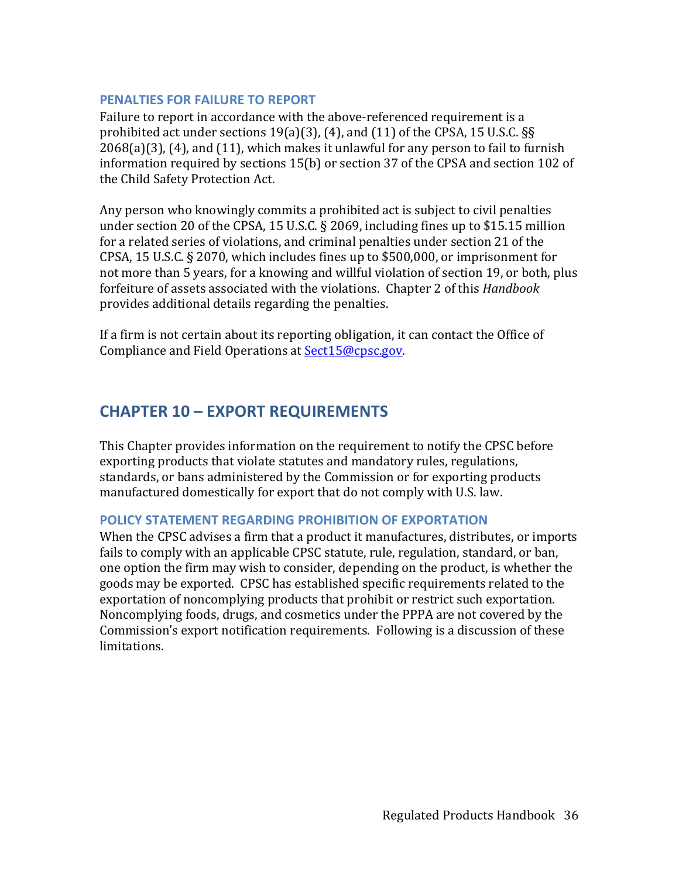### PENALTIES FOR FAILURE TO REPORT

Failure to report in accordance with the above-referenced requirement is a prohibited act under sections 19(a)(3), (4), and (11) of the CPSA, 15 U.S.C. §§ 2068(a)(3), (4), and (11), which makes it unlawful for any person to fail to furnish information required by sections 15(b) or section 37 of the CPSA and section 102 of the Child Safety Protection Act.

Any person who knowingly commits a prohibited act is subject to civil penalties under section 20 of the CPSA, 15 U.S.C. § 2069, including fines up to $15.15 million for a related series of violations, and criminal penalties under section 21 of the CPSA, 15 U.S.C. § 2070, which includes fines up to $500,000, or imprisonment for not more than 5 years, for a knowing and willful violation of section 19, or both, plus forfeiture of assets associated with the violations. Chapter 2 of this *Handbook* provides additional details regarding the penalties.

If a firm is not certain about its reporting obligation, it can contact the Office of Compliance and Field Operations at [Sect15@cpsc.gov](mailto:Sect15@cpsc.gov).

## CHAPTER 10 – EXPORT REQUIREMENTS

This Chapter provides information on the requirement to notify the CPSC before exporting products that violate statutes and mandatory rules, regulations, standards, or bans administered by the Commission or for exporting products manufactured domestically for export that do not comply with U.S. law.

### POLICY STATEMENT REGARDING PROHIBITION OF EXPORTATION

When the CPSC advises a firm that a product it manufactures, distributes, or imports fails to comply with an applicable CPSC statute, rule, regulation, standard, or ban, one option the firm may wish to consider, depending on the product, is whether the goods may be exported. CPSC has established specific requirements related to the exportation of noncomplying products that prohibit or restrict such exportation. Noncomplying foods, drugs, and cosmetics under the PPPA are not covered by the Commission's export notification requirements. Following is a discussion of these limitations.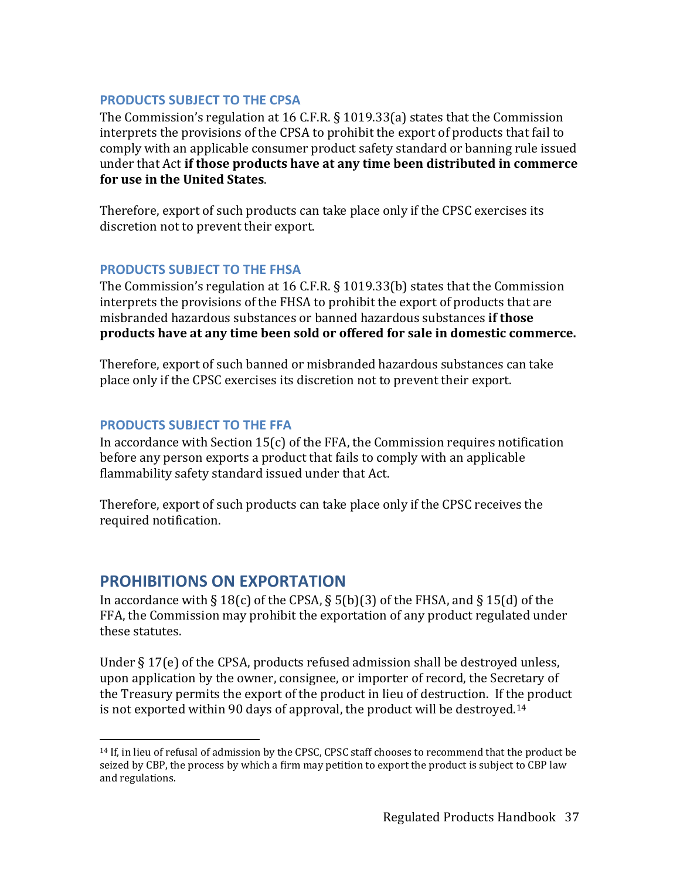### PRODUCTS SUBJECT TO THE CPSA

The Commission's regulation at 16 C.F.R. § 1019.33(a) states that the Commission interprets the provisions of the CPSA to prohibit the export of products that fail to comply with an applicable consumer product safety standard or banning rule issued under that Act **if those products have at any time been distributed in commerce for use in the United States**.

Therefore, export of such products can take place only if the CPSC exercises its discretion not to prevent their export.

### PRODUCTS SUBJECT TO THE FHSA

The Commission's regulation at 16 C.F.R. § 1019.33(b) states that the Commission interprets the provisions of the FHSA to prohibit the export of products that are misbranded hazardous substances or banned hazardous substances **if those products have at any time been sold or offered for sale in domestic commerce.**

Therefore, export of such banned or misbranded hazardous substances can take place only if the CPSC exercises its discretion not to prevent their export.

### PRODUCTS SUBJECT TO THE FFA

In accordance with Section 15(c) of the FFA, the Commission requires notification before any person exports a product that fails to comply with an applicable flammability safety standard issued under that Act.

Therefore, export of such products can take place only if the CPSC receives the required notification.

## PROHIBITIONS ON EXPORTATION

In accordance with § 18(c) of the CPSA, § 5(b)(3) of the FHSA, and § 15(d) of the FFA, the Commission may prohibit the exportation of any product regulated under these statutes.

Under § 17(e) of the CPSA, products refused admission shall be destroyed unless, upon application by the owner, consignee, or importer of record, the Secretary of the Treasury permits the export of the product in lieu of destruction. If the product is not exported within 90 days of approval, the product will be destroyed.[14]

[14] If, in lieu of refusal of admission by the CPSC, CPSC staff chooses to recommend that the product be seized by CBP, the process by which a firm may petition to export the product is subject to CBP law and regulations.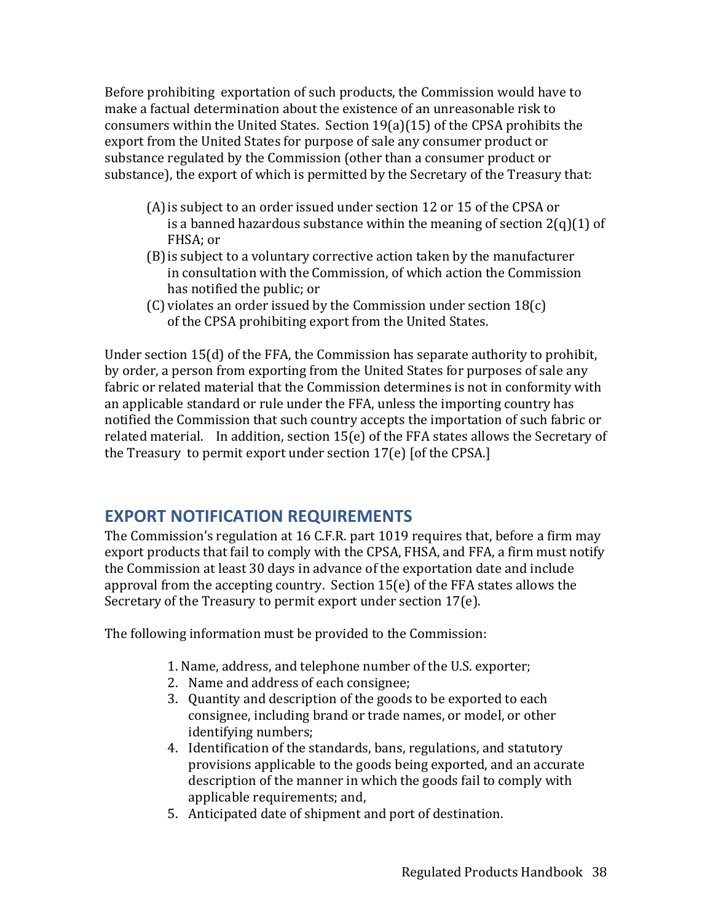Before prohibiting exportation of such products, the Commission would have to make a factual determination about the existence of an unreasonable risk to consumers within the United States. Section 19(a)(15) of the CPSA prohibits the export from the United States for purpose of sale any consumer product or substance regulated by the Commission (other than a consumer product or substance), the export of which is permitted by the Secretary of the Treasury that:

(A) is subject to an order issued under section 12 or 15 of the CPSA or is a banned hazardous substance within the meaning of section 2(q)(1) of FHSA; or
(B) is subject to a voluntary corrective action taken by the manufacturer in consultation with the Commission, of which action the Commission has notified the public; or
(C) violates an order issued by the Commission under section 18(c) of the CPSA prohibiting export from the United States.

Under section 15(d) of the FFA, the Commission has separate authority to prohibit, by order, a person from exporting from the United States for purposes of sale any fabric or related material that the Commission determines is not in conformity with an applicable standard or rule under the FFA, unless the importing country has notified the Commission that such country accepts the importation of such fabric or related material. In addition, section 15(e) of the FFA states allows the Secretary of the Treasury to permit export under section 17(e) [of the CPSA.]

## EXPORT NOTIFICATION REQUIREMENTS

The Commission's regulation at 16 C.F.R. part 1019 requires that, before a firm may export products that fail to comply with the CPSA, FHSA, and FFA, a firm must notify the Commission at least 30 days in advance of the exportation date and include approval from the accepting country. Section 15(e) of the FFA states allows the Secretary of the Treasury to permit export under section 17(e).

The following information must be provided to the Commission:

1. Name, address, and telephone number of the U.S. exporter;
2. Name and address of each consignee;
3. Quantity and description of the goods to be exported to each consignee, including brand or trade names, or model, or other identifying numbers;
4. Identification of the standards, bans, regulations, and statutory provisions applicable to the goods being exported, and an accurate description of the manner in which the goods fail to comply with applicable requirements; and,
5. Anticipated date of shipment and port of destination.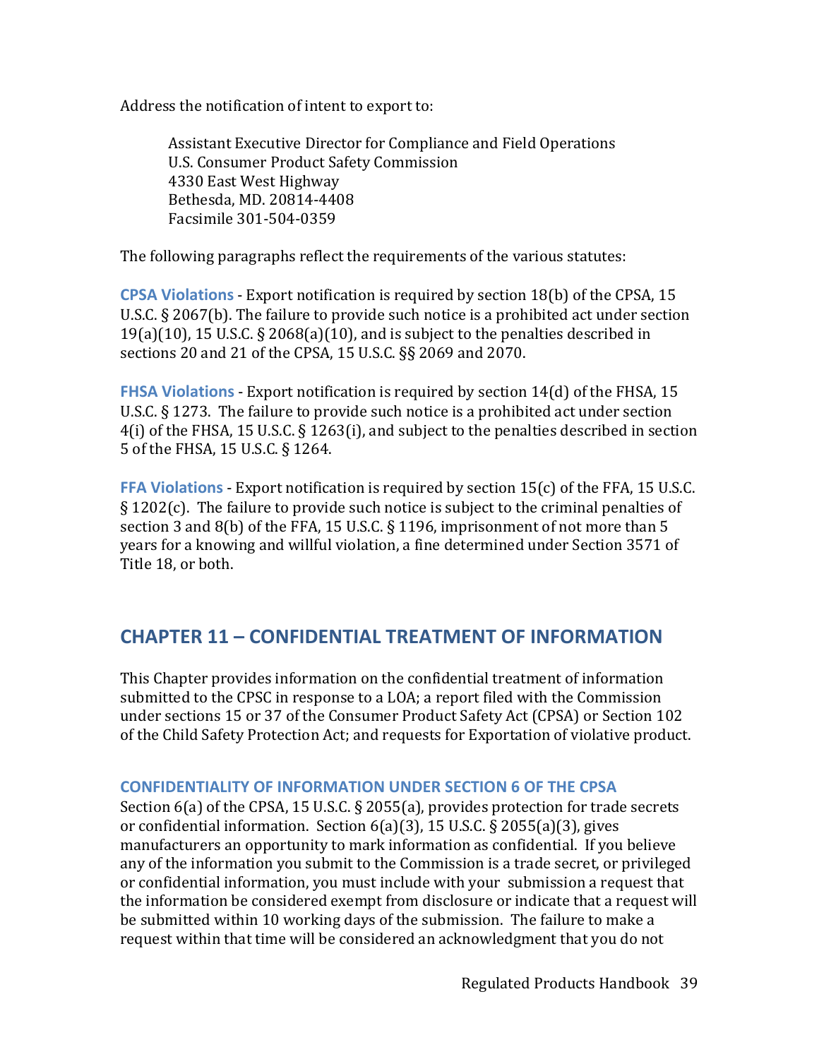Address the notification of intent to export to:

> Assistant Executive Director for Compliance and Field Operations
> U.S. Consumer Product Safety Commission
> 4330 East West Highway
> Bethesda, MD. 20814-4408
> Facsimile 301-504-0359

The following paragraphs reflect the requirements of the various statutes:

**CPSA Violations** - Export notification is required by section 18(b) of the CPSA, 15 U.S.C. § 2067(b). The failure to provide such notice is a prohibited act under section 19(a)(10), 15 U.S.C. § 2068(a)(10), and is subject to the penalties described in sections 20 and 21 of the CPSA, 15 U.S.C. §§ 2069 and 2070.

**FHSA Violations** - Export notification is required by section 14(d) of the FHSA, 15 U.S.C. § 1273. The failure to provide such notice is a prohibited act under section 4(i) of the FHSA, 15 U.S.C. § 1263(i), and subject to the penalties described in section 5 of the FHSA, 15 U.S.C. § 1264.

**FFA Violations** - Export notification is required by section 15(c) of the FFA, 15 U.S.C. § 1202(c). The failure to provide such notice is subject to the criminal penalties of section 3 and 8(b) of the FFA, 15 U.S.C. § 1196, imprisonment of not more than 5 years for a knowing and willful violation, a fine determined under Section 3571 of Title 18, or both.

## CHAPTER 11 – CONFIDENTIAL TREATMENT OF INFORMATION

This Chapter provides information on the confidential treatment of information submitted to the CPSC in response to a LOA; a report filed with the Commission under sections 15 or 37 of the Consumer Product Safety Act (CPSA) or Section 102 of the Child Safety Protection Act; and requests for Exportation of violative product.

### CONFIDENTIALITY OF INFORMATION UNDER SECTION 6 OF THE CPSA

Section 6(a) of the CPSA, 15 U.S.C. § 2055(a), provides protection for trade secrets or confidential information. Section 6(a)(3), 15 U.S.C. § 2055(a)(3), gives manufacturers an opportunity to mark information as confidential. If you believe any of the information you submit to the Commission is a trade secret, or privileged or confidential information, you must include with your submission a request that the information be considered exempt from disclosure or indicate that a request will be submitted within 10 working days of the submission. The failure to make a request within that time will be considered an acknowledgment that you do not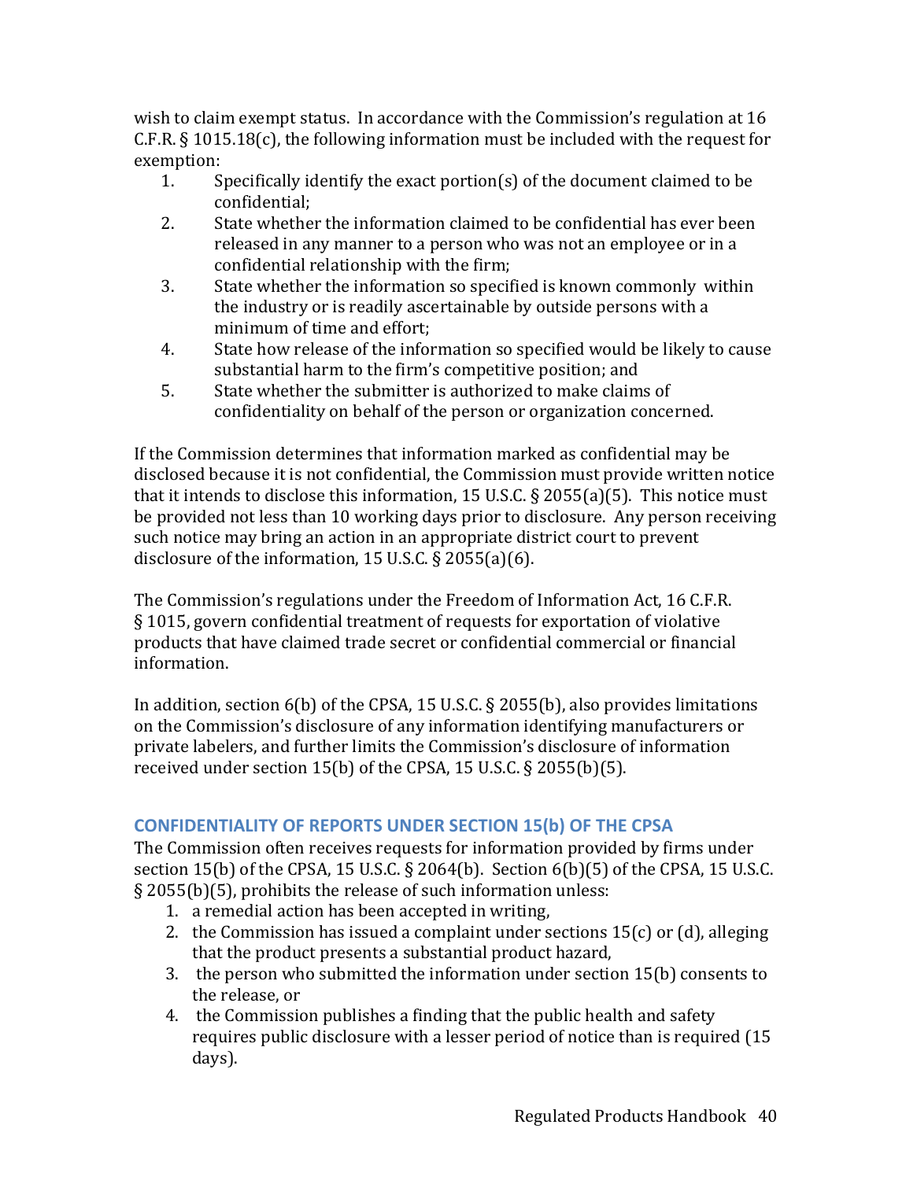wish to claim exempt status. In accordance with the Commission's regulation at 16 C.F.R. § 1015.18(c), the following information must be included with the request for exemption:

1. Specifically identify the exact portion(s) of the document claimed to be confidential;
2. State whether the information claimed to be confidential has ever been released in any manner to a person who was not an employee or in a confidential relationship with the firm;
3. State whether the information so specified is known commonly within the industry or is readily ascertainable by outside persons with a minimum of time and effort;
4. State how release of the information so specified would be likely to cause substantial harm to the firm's competitive position; and
5. State whether the submitter is authorized to make claims of confidentiality on behalf of the person or organization concerned.

If the Commission determines that information marked as confidential may be disclosed because it is not confidential, the Commission must provide written notice that it intends to disclose this information, 15 U.S.C. § 2055(a)(5). This notice must be provided not less than 10 working days prior to disclosure. Any person receiving such notice may bring an action in an appropriate district court to prevent disclosure of the information, 15 U.S.C. § 2055(a)(6).

The Commission's regulations under the Freedom of Information Act, 16 C.F.R. § 1015, govern confidential treatment of requests for exportation of violative products that have claimed trade secret or confidential commercial or financial information.

In addition, section 6(b) of the CPSA, 15 U.S.C. § 2055(b), also provides limitations on the Commission's disclosure of any information identifying manufacturers or private labelers, and further limits the Commission's disclosure of information received under section 15(b) of the CPSA, 15 U.S.C. § 2055(b)(5).

## CONFIDENTIALITY OF REPORTS UNDER SECTION 15(b) OF THE CPSA

The Commission often receives requests for information provided by firms under section 15(b) of the CPSA, 15 U.S.C. § 2064(b). Section 6(b)(5) of the CPSA, 15 U.S.C. § 2055(b)(5), prohibits the release of such information unless:

1. a remedial action has been accepted in writing,
2. the Commission has issued a complaint under sections 15(c) or (d), alleging that the product presents a substantial product hazard,
3. the person who submitted the information under section 15(b) consents to the release, or
4. the Commission publishes a finding that the public health and safety requires public disclosure with a lesser period of notice than is required (15 days).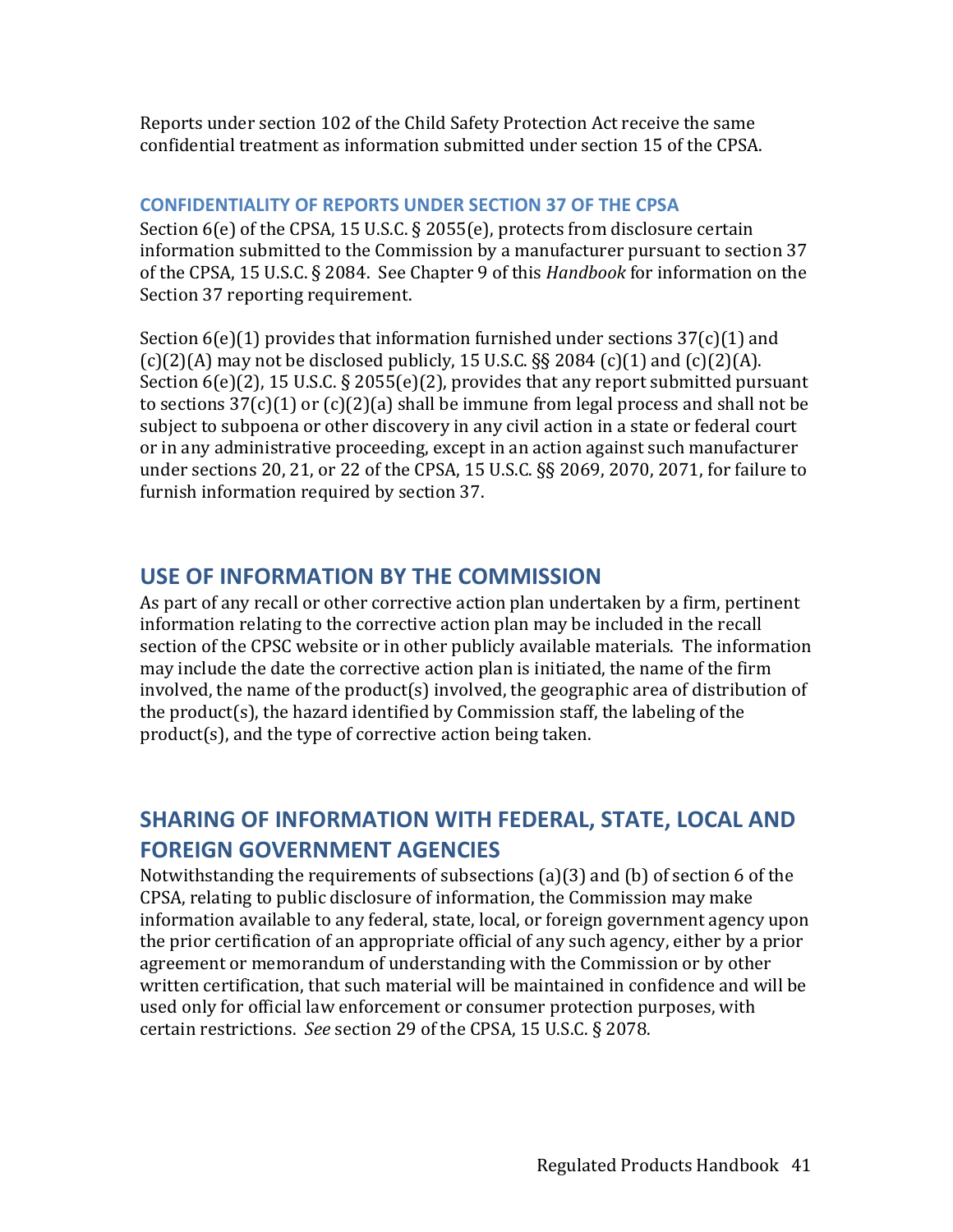Reports under section 102 of the Child Safety Protection Act receive the same confidential treatment as information submitted under section 15 of the CPSA.

### CONFIDENTIALITY OF REPORTS UNDER SECTION 37 OF THE CPSA

Section 6(e) of the CPSA, 15 U.S.C. § 2055(e), protects from disclosure certain information submitted to the Commission by a manufacturer pursuant to section 37 of the CPSA, 15 U.S.C. § 2084. See Chapter 9 of this *Handbook* for information on the Section 37 reporting requirement.

Section 6(e)(1) provides that information furnished under sections 37(c)(1) and (c)(2)(A) may not be disclosed publicly, 15 U.S.C. §§ 2084 (c)(1) and (c)(2)(A). Section 6(e)(2), 15 U.S.C. § 2055(e)(2), provides that any report submitted pursuant to sections 37(c)(1) or (c)(2)(a) shall be immune from legal process and shall not be subject to subpoena or other discovery in any civil action in a state or federal court or in any administrative proceeding, except in an action against such manufacturer under sections 20, 21, or 22 of the CPSA, 15 U.S.C. §§ 2069, 2070, 2071, for failure to furnish information required by section 37.

## USE OF INFORMATION BY THE COMMISSION

As part of any recall or other corrective action plan undertaken by a firm, pertinent information relating to the corrective action plan may be included in the recall section of the CPSC website or in other publicly available materials. The information may include the date the corrective action plan is initiated, the name of the firm involved, the name of the product(s) involved, the geographic area of distribution of the product(s), the hazard identified by Commission staff, the labeling of the product(s), and the type of corrective action being taken.

## SHARING OF INFORMATION WITH FEDERAL, STATE, LOCAL AND FOREIGN GOVERNMENT AGENCIES

Notwithstanding the requirements of subsections (a)(3) and (b) of section 6 of the CPSA, relating to public disclosure of information, the Commission may make information available to any federal, state, local, or foreign government agency upon the prior certification of an appropriate official of any such agency, either by a prior agreement or memorandum of understanding with the Commission or by other written certification, that such material will be maintained in confidence and will be used only for official law enforcement or consumer protection purposes, with certain restrictions. *See* section 29 of the CPSA, 15 U.S.C. § 2078.